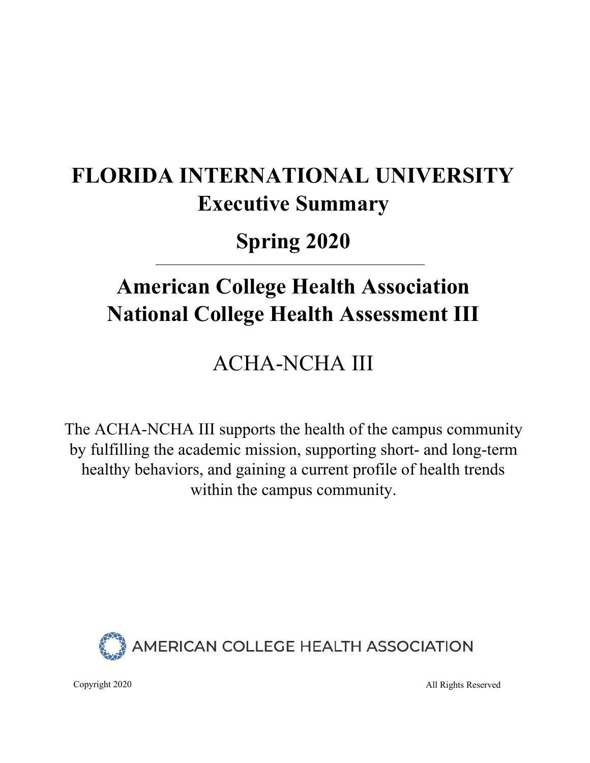# FLORIDA INTERNATIONAL UNIVERSITY

## Executive Summary

## Spring 2020

---

# American College Health Association National College Health Assessment III

## ACHA-NCHA III

The ACHA-NCHA III supports the health of the campus community by fulfilling the academic mission, supporting short- and long-term healthy behaviors, and gaining a current profile of health trends within the campus community.

AMERICAN COLLEGE HEALTH ASSOCIATION

Copyright 2020

All Rights Reserved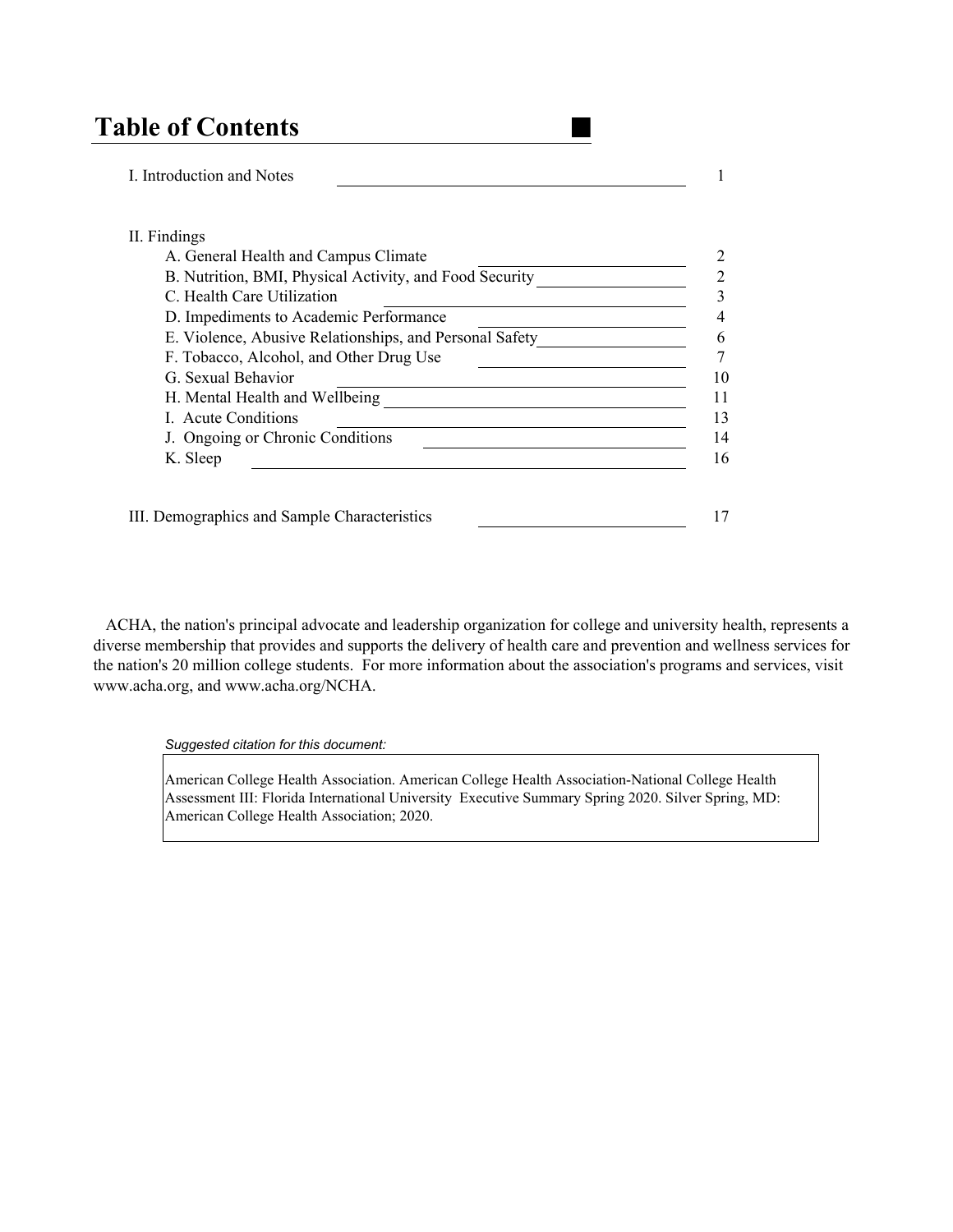# Table of Contents

| | |
|---|---|
| I. Introduction and Notes | 1 |
| II. Findings | |
| A. General Health and Campus Climate | 2 |
| B. Nutrition, BMI, Physical Activity, and Food Security | 2 |
| C. Health Care Utilization | 3 |
| D. Impediments to Academic Performance | 4 |
| E. Violence, Abusive Relationships, and Personal Safety | 6 |
| F. Tobacco, Alcohol, and Other Drug Use | 7 |
| G. Sexual Behavior | 10 |
| H. Mental Health and Wellbeing | 11 |
| I. Acute Conditions | 13 |
| J. Ongoing or Chronic Conditions | 14 |
| K. Sleep | 16 |
| III. Demographics and Sample Characteristics | 17 |

ACHA, the nation's principal advocate and leadership organization for college and university health, represents a diverse membership that provides and supports the delivery of health care and prevention and wellness services for the nation's 20 million college students. For more information about the association's programs and services, visit www.acha.org, and www.acha.org/NCHA.

*Suggested citation for this document:*

American College Health Association. American College Health Association-National College Health Assessment III: Florida International University Executive Summary Spring 2020. Silver Spring, MD: American College Health Association; 2020.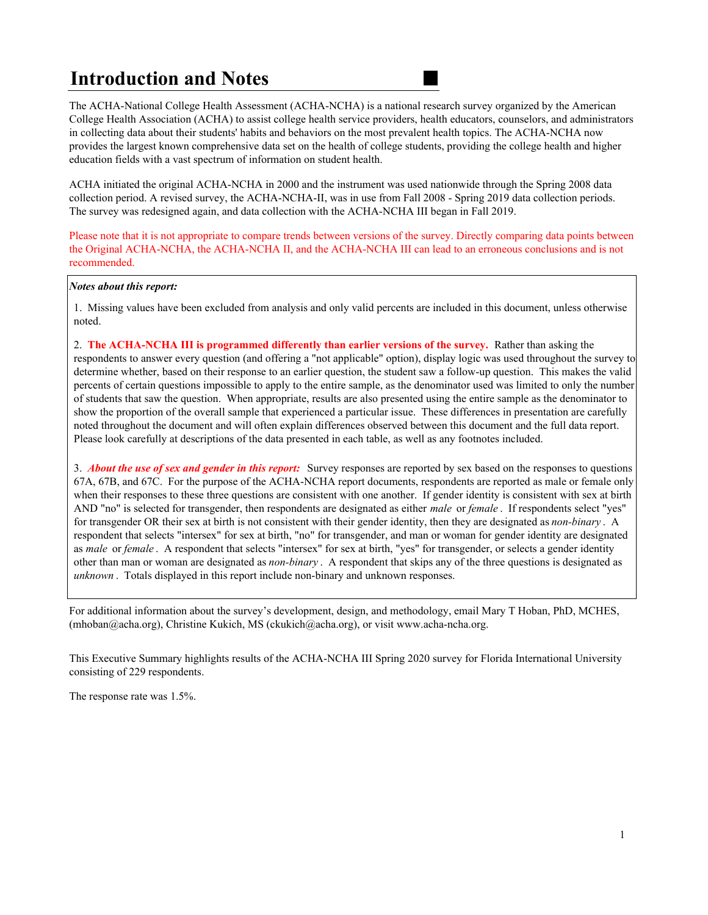# Introduction and Notes

The ACHA-National College Health Assessment (ACHA-NCHA) is a national research survey organized by the American College Health Association (ACHA) to assist college health service providers, health educators, counselors, and administrators in collecting data about their students' habits and behaviors on the most prevalent health topics. The ACHA-NCHA now provides the largest known comprehensive data set on the health of college students, providing the college health and higher education fields with a vast spectrum of information on student health.

ACHA initiated the original ACHA-NCHA in 2000 and the instrument was used nationwide through the Spring 2008 data collection period. A revised survey, the ACHA-NCHA-II, was in use from Fall 2008 - Spring 2019 data collection periods. The survey was redesigned again, and data collection with the ACHA-NCHA III began in Fall 2019.

Please note that it is not appropriate to compare trends between versions of the survey. Directly comparing data points between the Original ACHA-NCHA, the ACHA-NCHA II, and the ACHA-NCHA III can lead to an erroneous conclusions and is not recommended.

***Notes about this report:***

1. Missing values have been excluded from analysis and only valid percents are included in this document, unless otherwise noted.

2. **The ACHA-NCHA III is programmed differently than earlier versions of the survey.** Rather than asking the respondents to answer every question (and offering a "not applicable" option), display logic was used throughout the survey to determine whether, based on their response to an earlier question, the student saw a follow-up question. This makes the valid percents of certain questions impossible to apply to the entire sample, as the denominator used was limited to only the number of students that saw the question. When appropriate, results are also presented using the entire sample as the denominator to show the proportion of the overall sample that experienced a particular issue. These differences in presentation are carefully noted throughout the document and will often explain differences observed between this document and the full data report. Please look carefully at descriptions of the data presented in each table, as well as any footnotes included.

3. ***About the use of sex and gender in this report:*** Survey responses are reported by sex based on the responses to questions 67A, 67B, and 67C. For the purpose of the ACHA-NCHA report documents, respondents are reported as male or female only when their responses to these three questions are consistent with one another. If gender identity is consistent with sex at birth AND "no" is selected for transgender, then respondents are designated as either *male* or *female*. If respondents select "yes" for transgender OR their sex at birth is not consistent with their gender identity, then they are designated as *non-binary*. A respondent that selects "intersex" for sex at birth, "no" for transgender, and man or woman for gender identity are designated as *male* or *female*. A respondent that selects "intersex" for sex at birth, "yes" for transgender, or selects a gender identity other than man or woman are designated as *non-binary*. A respondent that skips any of the three questions is designated as *unknown*. Totals displayed in this report include non-binary and unknown responses.

For additional information about the survey's development, design, and methodology, email Mary T Hoban, PhD, MCHES, (mhoban@acha.org), Christine Kukich, MS (ckukich@acha.org), or visit www.acha-ncha.org.

This Executive Summary highlights results of the ACHA-NCHA III Spring 2020 survey for Florida International University consisting of 229 respondents.

The response rate was 1.5%.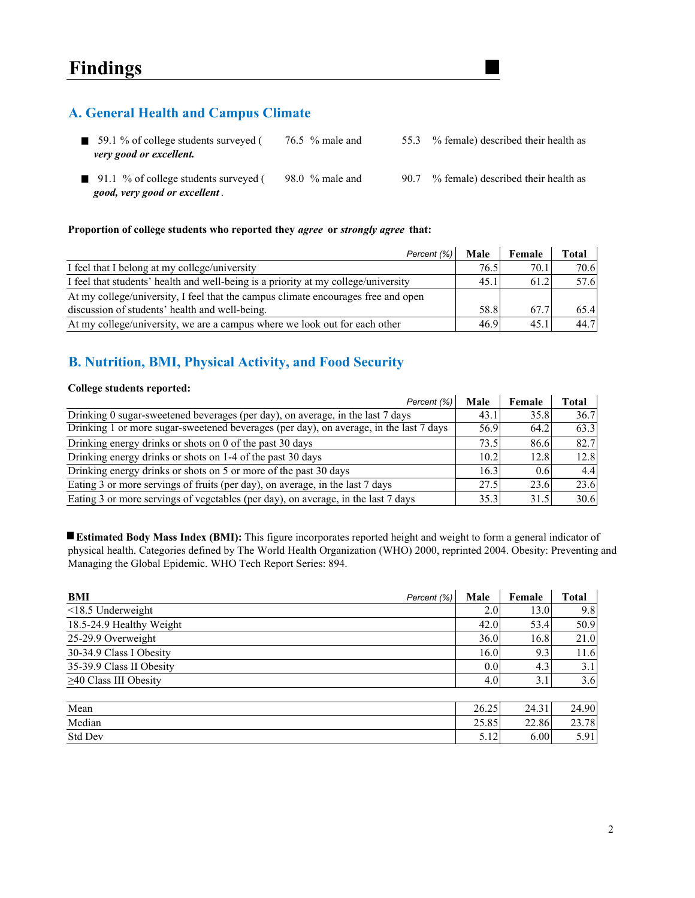# Findings

## A. General Health and Campus Climate

- 59.1 % of college students surveyed ( 76.5 % male and 55.3 % female) described their health as ***very good or excellent.***
- 91.1 % of college students surveyed ( 98.0 % male and 90.7 % female) described their health as ***good, very good or excellent*** .

**Proportion of college students who reported they *agree* or *strongly agree* that:**

| *Percent (%)* | Male | Female | Total |
|---|---|---|---|
| I feel that I belong at my college/university | 76.5 | 70.1 | 70.6 |
| I feel that students' health and well-being is a priority at my college/university | 45.1 | 61.2 | 57.6 |
| At my college/university, I feel that the campus climate encourages free and open discussion of students' health and well-being. | 58.8 | 67.7 | 65.4 |
| At my college/university, we are a campus where we look out for each other | 46.9 | 45.1 | 44.7 |

## B. Nutrition, BMI, Physical Activity, and Food Security

**College students reported:**

| *Percent (%)* | Male | Female | Total |
|---|---|---|---|
| Drinking 0 sugar-sweetened beverages (per day), on average, in the last 7 days | 43.1 | 35.8 | 36.7 |
| Drinking 1 or more sugar-sweetened beverages (per day), on average, in the last 7 days | 56.9 | 64.2 | 63.3 |
| Drinking energy drinks or shots on 0 of the past 30 days | 73.5 | 86.6 | 82.7 |
| Drinking energy drinks or shots on 1-4 of the past 30 days | 10.2 | 12.8 | 12.8 |
| Drinking energy drinks or shots on 5 or more of the past 30 days | 16.3 | 0.6 | 4.4 |
| Eating 3 or more servings of fruits (per day), on average, in the last 7 days | 27.5 | 23.6 | 23.6 |
| Eating 3 or more servings of vegetables (per day), on average, in the last 7 days | 35.3 | 31.5 | 30.6 |

- **Estimated Body Mass Index (BMI):** This figure incorporates reported height and weight to form a general indicator of physical health. Categories defined by The World Health Organization (WHO) 2000, reprinted 2004. Obesity: Preventing and Managing the Global Epidemic. WHO Tech Report Series: 894.

| **BMI** *Percent (%)* | Male | Female | Total |
|---|---|---|---|
| <18.5 Underweight | 2.0 | 13.0 | 9.8 |
| 18.5-24.9 Healthy Weight | 42.0 | 53.4 | 50.9 |
| 25-29.9 Overweight | 36.0 | 16.8 | 21.0 |
| 30-34.9 Class I Obesity | 16.0 | 9.3 | 11.6 |
| 35-39.9 Class II Obesity | 0.0 | 4.3 | 3.1 |
| ≥40 Class III Obesity | 4.0 | 3.1 | 3.6 |

| | Male | Female | Total |
|---|---|---|---|
| Mean | 26.25 | 24.31 | 24.90 |
| Median | 25.85 | 22.86 | 23.78 |
| Std Dev | 5.12 | 6.00 | 5.91 |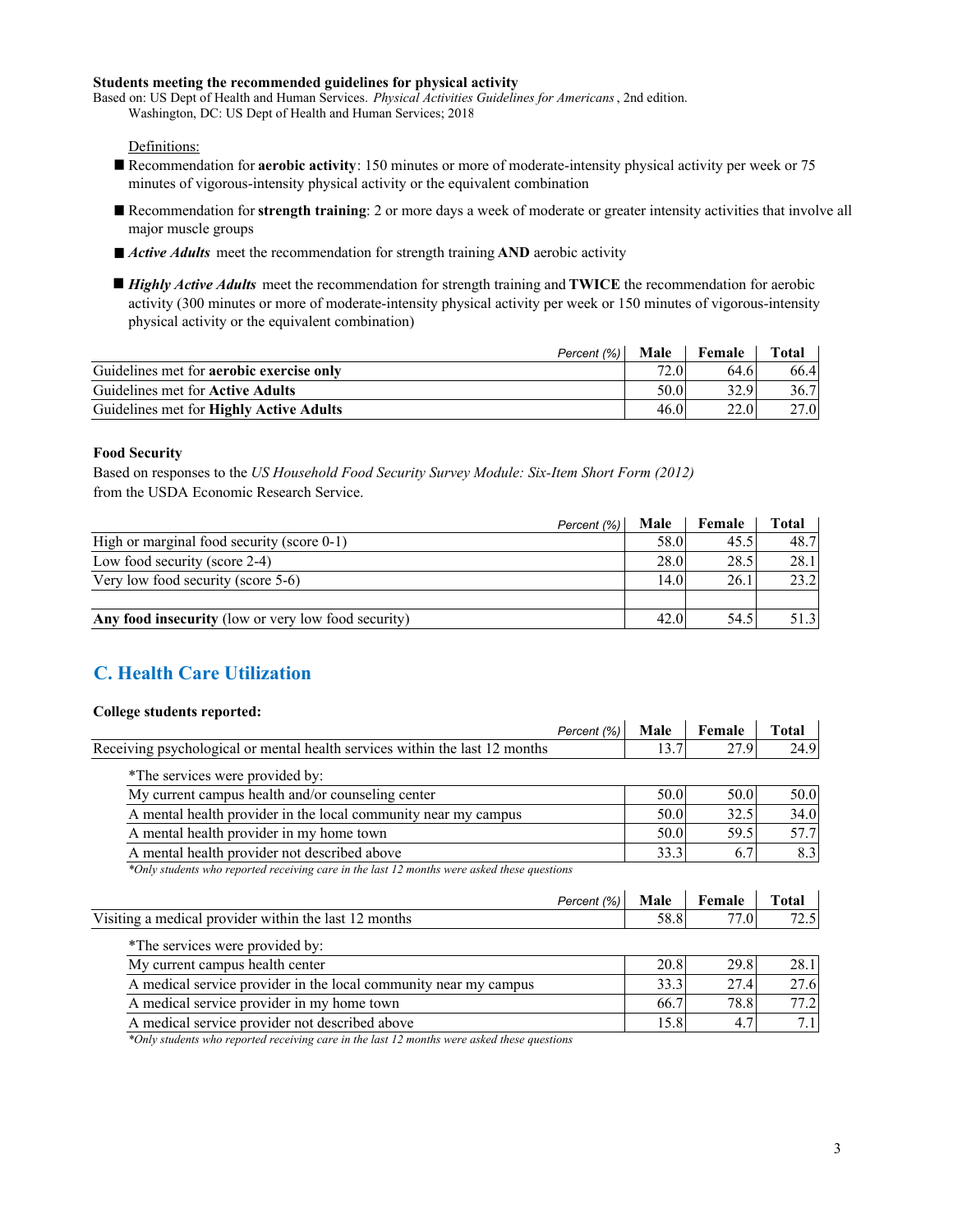**Students meeting the recommended guidelines for physical activity**

Based on: US Dept of Health and Human Services. *Physical Activities Guidelines for Americans* , 2nd edition. Washington, DC: US Dept of Health and Human Services; 2018

Definitions:

- Recommendation for **aerobic activity**: 150 minutes or more of moderate-intensity physical activity per week or 75 minutes of vigorous-intensity physical activity or the equivalent combination
- Recommendation for **strength training**: 2 or more days a week of moderate or greater intensity activities that involve all major muscle groups
- ***Active Adults*** meet the recommendation for strength training **AND** aerobic activity
- ***Highly Active Adults*** meet the recommendation for strength training and **TWICE** the recommendation for aerobic activity (300 minutes or more of moderate-intensity physical activity per week or 150 minutes of vigorous-intensity physical activity or the equivalent combination)

| *Percent (%)* | Male | Female | Total |
|---|---|---|---|
| Guidelines met for **aerobic exercise only** | 72.0 | 64.6 | 66.4 |
| Guidelines met for **Active Adults** | 50.0 | 32.9 | 36.7 |
| Guidelines met for **Highly Active Adults** | 46.0 | 22.0 | 27.0 |

**Food Security**

Based on responses to the *US Household Food Security Survey Module: Six-Item Short Form (2012)* from the USDA Economic Research Service.

| *Percent (%)* | Male | Female | Total |
|---|---|---|---|
| High or marginal food security (score 0-1) | 58.0 | 45.5 | 48.7 |
| Low food security (score 2-4) | 28.0 | 28.5 | 28.1 |
| Very low food security (score 5-6) | 14.0 | 26.1 | 23.2 |
| | | | |
| **Any food insecurity** (low or very low food security) | 42.0 | 54.5 | 51.3 |

## C. Health Care Utilization

**College students reported:**

| *Percent (%)* | Male | Female | Total |
|---|---|---|---|
| Receiving psychological or mental health services within the last 12 months | 13.7 | 27.9 | 24.9 |
| \*The services were provided by: | | | |
| My current campus health and/or counseling center | 50.0 | 50.0 | 50.0 |
| A mental health provider in the local community near my campus | 50.0 | 32.5 | 34.0 |
| A mental health provider in my home town | 50.0 | 59.5 | 57.7 |
| A mental health provider not described above | 33.3 | 6.7 | 8.3 |

*\*Only students who reported receiving care in the last 12 months were asked these questions*

| *Percent (%)* | Male | Female | Total |
|---|---|---|---|
| Visiting a medical provider within the last 12 months | 58.8 | 77.0 | 72.5 |
| \*The services were provided by: | | | |
| My current campus health center | 20.8 | 29.8 | 28.1 |
| A medical service provider in the local community near my campus | 33.3 | 27.4 | 27.6 |
| A medical service provider in my home town | 66.7 | 78.8 | 77.2 |
| A medical service provider not described above | 15.8 | 4.7 | 7.1 |

*\*Only students who reported receiving care in the last 12 months were asked these questions*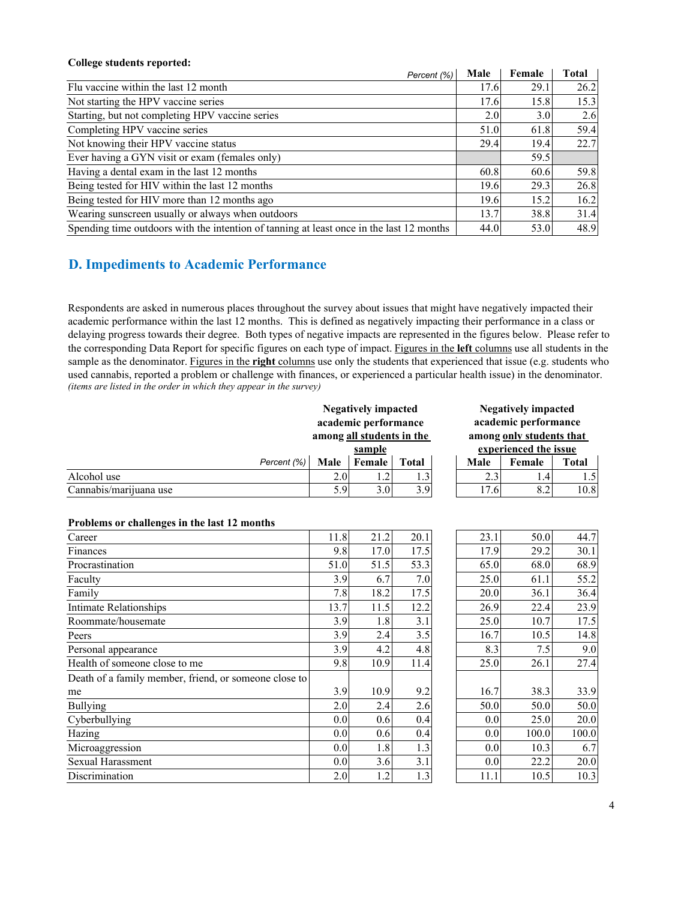**College students reported:**

| Percent (%) | Male | Female | Total |
|---|---|---|---|
| Flu vaccine within the last 12 month | 17.6 | 29.1 | 26.2 |
| Not starting the HPV vaccine series | 17.6 | 15.8 | 15.3 |
| Starting, but not completing HPV vaccine series | 2.0 | 3.0 | 2.6 |
| Completing HPV vaccine series | 51.0 | 61.8 | 59.4 |
| Not knowing their HPV vaccine status | 29.4 | 19.4 | 22.7 |
| Ever having a GYN visit or exam (females only) | | 59.5 | |
| Having a dental exam in the last 12 months | 60.8 | 60.6 | 59.8 |
| Being tested for HIV within the last 12 months | 19.6 | 29.3 | 26.8 |
| Being tested for HIV more than 12 months ago | 19.6 | 15.2 | 16.2 |
| Wearing sunscreen usually or always when outdoors | 13.7 | 38.8 | 31.4 |
| Spending time outdoors with the intention of tanning at least once in the last 12 months | 44.0 | 53.0 | 48.9 |

## D. Impediments to Academic Performance

Respondents are asked in numerous places throughout the survey about issues that might have negatively impacted their academic performance within the last 12 months. This is defined as negatively impacting their performance in a class or delaying progress towards their degree. Both types of negative impacts are represented in the figures below. Please refer to the corresponding Data Report for specific figures on each type of impact. Figures in the **left** columns use all students in the sample as the denominator. Figures in the **right** columns use only the students that experienced that issue (e.g. students who used cannabis, reported a problem or challenge with finances, or experienced a particular health issue) in the denominator.
*(items are listed in the order in which they appear in the survey)*

| | Negatively impacted academic performance among all students in the sample | | | Negatively impacted academic performance among only students that experienced the issue | | |
|---|---|---|---|---|---|---|
| Percent (%) | Male | Female | Total | Male | Female | Total |
| Alcohol use | 2.0 | 1.2 | 1.3 | 2.3 | 1.4 | 1.5 |
| Cannabis/marijuana use | 5.9 | 3.0 | 3.9 | 17.6 | 8.2 | 10.8 |
| **Problems or challenges in the last 12 months** | | | | | | |
| Career | 11.8 | 21.2 | 20.1 | 23.1 | 50.0 | 44.7 |
| Finances | 9.8 | 17.0 | 17.5 | 17.9 | 29.2 | 30.1 |
| Procrastination | 51.0 | 51.5 | 53.3 | 65.0 | 68.0 | 68.9 |
| Faculty | 3.9 | 6.7 | 7.0 | 25.0 | 61.1 | 55.2 |
| Family | 7.8 | 18.2 | 17.5 | 20.0 | 36.1 | 36.4 |
| Intimate Relationships | 13.7 | 11.5 | 12.2 | 26.9 | 22.4 | 23.9 |
| Roommate/housemate | 3.9 | 1.8 | 3.1 | 25.0 | 10.7 | 17.5 |
| Peers | 3.9 | 2.4 | 3.5 | 16.7 | 10.5 | 14.8 |
| Personal appearance | 3.9 | 4.2 | 4.8 | 8.3 | 7.5 | 9.0 |
| Health of someone close to me | 9.8 | 10.9 | 11.4 | 25.0 | 26.1 | 27.4 |
| Death of a family member, friend, or someone close to me | 3.9 | 10.9 | 9.2 | 16.7 | 38.3 | 33.9 |
| Bullying | 2.0 | 2.4 | 2.6 | 50.0 | 50.0 | 50.0 |
| Cyberbullying | 0.0 | 0.6 | 0.4 | 0.0 | 25.0 | 20.0 |
| Hazing | 0.0 | 0.6 | 0.4 | 0.0 | 100.0 | 100.0 |
| Microaggression | 0.0 | 1.8 | 1.3 | 0.0 | 10.3 | 6.7 |
| Sexual Harassment | 0.0 | 3.6 | 3.1 | 0.0 | 22.2 | 20.0 |
| Discrimination | 2.0 | 1.2 | 1.3 | 11.1 | 10.5 | 10.3 |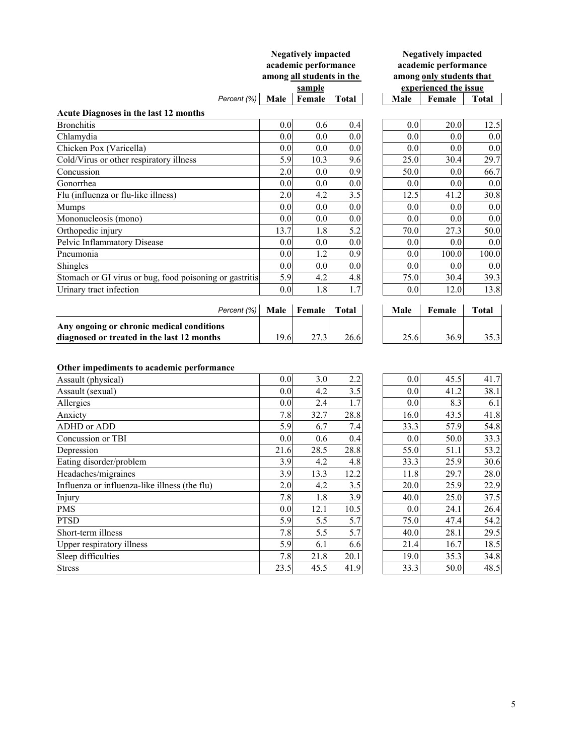| Percent (%) | Negatively impacted academic performance among all students in the sample | | | Negatively impacted academic performance among only students that experienced the issue | | |
|---|---|---|---|---|---|---|
| | Male | Female | Total | Male | Female | Total |
| **Acute Diagnoses in the last 12 months** | | | | | | |
| Bronchitis | 0.0 | 0.6 | 0.4 | 0.0 | 20.0 | 12.5 |
| Chlamydia | 0.0 | 0.0 | 0.0 | 0.0 | 0.0 | 0.0 |
| Chicken Pox (Varicella) | 0.0 | 0.0 | 0.0 | 0.0 | 0.0 | 0.0 |
| Cold/Virus or other respiratory illness | 5.9 | 10.3 | 9.6 | 25.0 | 30.4 | 29.7 |
| Concussion | 2.0 | 0.0 | 0.9 | 50.0 | 0.0 | 66.7 |
| Gonorrhea | 0.0 | 0.0 | 0.0 | 0.0 | 0.0 | 0.0 |
| Flu (influenza or flu-like illness) | 2.0 | 4.2 | 3.5 | 12.5 | 41.2 | 30.8 |
| Mumps | 0.0 | 0.0 | 0.0 | 0.0 | 0.0 | 0.0 |
| Mononucleosis (mono) | 0.0 | 0.0 | 0.0 | 0.0 | 0.0 | 0.0 |
| Orthopedic injury | 13.7 | 1.8 | 5.2 | 70.0 | 27.3 | 50.0 |
| Pelvic Inflammatory Disease | 0.0 | 0.0 | 0.0 | 0.0 | 0.0 | 0.0 |
| Pneumonia | 0.0 | 1.2 | 0.9 | 0.0 | 100.0 | 100.0 |
| Shingles | 0.0 | 0.0 | 0.0 | 0.0 | 0.0 | 0.0 |
| Stomach or GI virus or bug, food poisoning or gastritis | 5.9 | 4.2 | 4.8 | 75.0 | 30.4 | 39.3 |
| Urinary tract infection | 0.0 | 1.8 | 1.7 | 0.0 | 12.0 | 13.8 |

| Percent (%) | Male | Female | Total | Male | Female | Total |
|---|---|---|---|---|---|---|
| **Any ongoing or chronic medical conditions diagnosed or treated in the last 12 months** | 19.6 | 27.3 | 26.6 | 25.6 | 36.9 | 35.3 |

| **Other impediments to academic performance** | Male | Female | Total | Male | Female | Total |
|---|---|---|---|---|---|---|
| Assault (physical) | 0.0 | 3.0 | 2.2 | 0.0 | 45.5 | 41.7 |
| Assault (sexual) | 0.0 | 4.2 | 3.5 | 0.0 | 41.2 | 38.1 |
| Allergies | 0.0 | 2.4 | 1.7 | 0.0 | 8.3 | 6.1 |
| Anxiety | 7.8 | 32.7 | 28.8 | 16.0 | 43.5 | 41.8 |
| ADHD or ADD | 5.9 | 6.7 | 7.4 | 33.3 | 57.9 | 54.8 |
| Concussion or TBI | 0.0 | 0.6 | 0.4 | 0.0 | 50.0 | 33.3 |
| Depression | 21.6 | 28.5 | 28.8 | 55.0 | 51.1 | 53.2 |
| Eating disorder/problem | 3.9 | 4.2 | 4.8 | 33.3 | 25.9 | 30.6 |
| Headaches/migraines | 3.9 | 13.3 | 12.2 | 11.8 | 29.7 | 28.0 |
| Influenza or influenza-like illness (the flu) | 2.0 | 4.2 | 3.5 | 20.0 | 25.9 | 22.9 |
| Injury | 7.8 | 1.8 | 3.9 | 40.0 | 25.0 | 37.5 |
| PMS | 0.0 | 12.1 | 10.5 | 0.0 | 24.1 | 26.4 |
| PTSD | 5.9 | 5.5 | 5.7 | 75.0 | 47.4 | 54.2 |
| Short-term illness | 7.8 | 5.5 | 5.7 | 40.0 | 28.1 | 29.5 |
| Upper respiratory illness | 5.9 | 6.1 | 6.6 | 21.4 | 16.7 | 18.5 |
| Sleep difficulties | 7.8 | 21.8 | 20.1 | 19.0 | 35.3 | 34.8 |
| Stress | 23.5 | 45.5 | 41.9 | 33.3 | 50.0 | 48.5 |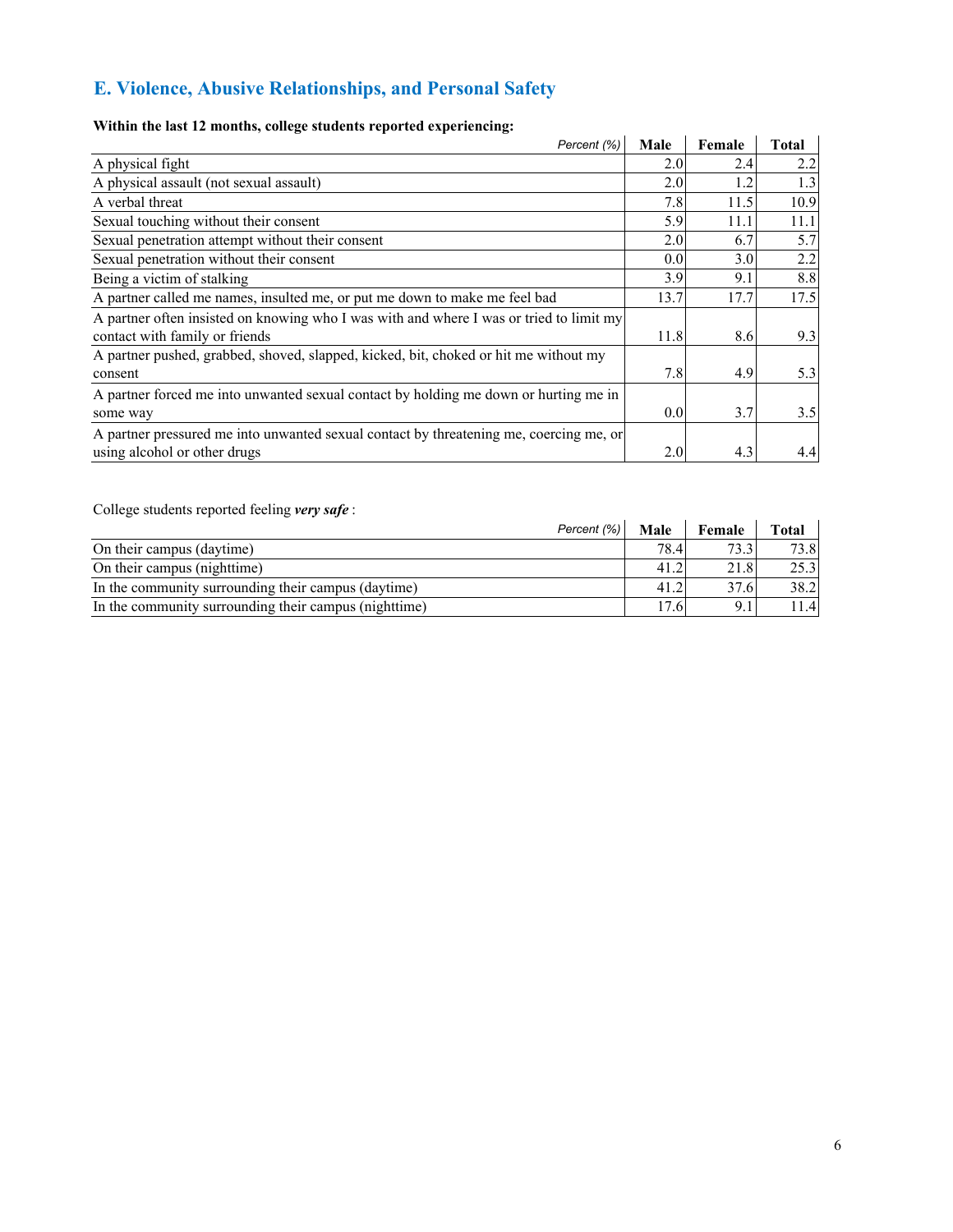## E. Violence, Abusive Relationships, and Personal Safety

**Within the last 12 months, college students reported experiencing:**

| *Percent (%)* | Male | Female | Total |
|---|---|---|---|
| A physical fight | 2.0 | 2.4 | 2.2 |
| A physical assault (not sexual assault) | 2.0 | 1.2 | 1.3 |
| A verbal threat | 7.8 | 11.5 | 10.9 |
| Sexual touching without their consent | 5.9 | 11.1 | 11.1 |
| Sexual penetration attempt without their consent | 2.0 | 6.7 | 5.7 |
| Sexual penetration without their consent | 0.0 | 3.0 | 2.2 |
| Being a victim of stalking | 3.9 | 9.1 | 8.8 |
| A partner called me names, insulted me, or put me down to make me feel bad | 13.7 | 17.7 | 17.5 |
| A partner often insisted on knowing who I was with and where I was or tried to limit my contact with family or friends | 11.8 | 8.6 | 9.3 |
| A partner pushed, grabbed, shoved, slapped, kicked, bit, choked or hit me without my consent | 7.8 | 4.9 | 5.3 |
| A partner forced me into unwanted sexual contact by holding me down or hurting me in some way | 0.0 | 3.7 | 3.5 |
| A partner pressured me into unwanted sexual contact by threatening me, coercing me, or using alcohol or other drugs | 2.0 | 4.3 | 4.4 |

College students reported feeling ***very safe*** :

| *Percent (%)* | Male | Female | Total |
|---|---|---|---|
| On their campus (daytime) | 78.4 | 73.3 | 73.8 |
| On their campus (nighttime) | 41.2 | 21.8 | 25.3 |
| In the community surrounding their campus (daytime) | 41.2 | 37.6 | 38.2 |
| In the community surrounding their campus (nighttime) | 17.6 | 9.1 | 11.4 |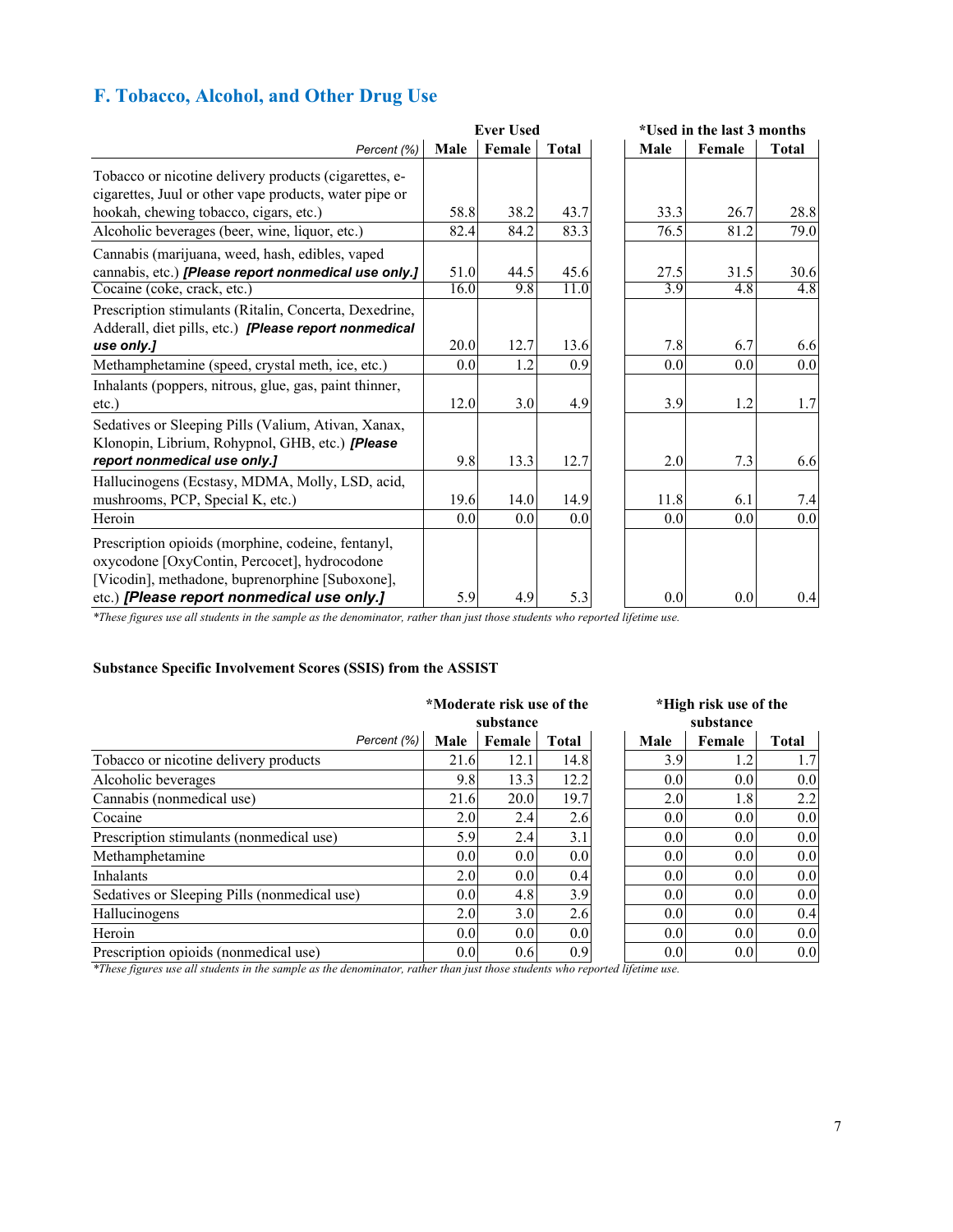## F. Tobacco, Alcohol, and Other Drug Use

| | Ever Used | | | *Used in the last 3 months | | |
|---|---|---|---|---|---|---|
| *Percent (%)* | Male | Female | Total | Male | Female | Total |
| Tobacco or nicotine delivery products (cigarettes, e-cigarettes, Juul or other vape products, water pipe or hookah, chewing tobacco, cigars, etc.) | 58.8 | 38.2 | 43.7 | 33.3 | 26.7 | 28.8 |
| Alcoholic beverages (beer, wine, liquor, etc.) | 82.4 | 84.2 | 83.3 | 76.5 | 81.2 | 79.0 |
| Cannabis (marijuana, weed, hash, edibles, vaped cannabis, etc.) ***[Please report nonmedical use only.]*** | 51.0 | 44.5 | 45.6 | 27.5 | 31.5 | 30.6 |
| Cocaine (coke, crack, etc.) | 16.0 | 9.8 | 11.0 | 3.9 | 4.8 | 4.8 |
| Prescription stimulants (Ritalin, Concerta, Dexedrine, Adderall, diet pills, etc.) ***[Please report nonmedical use only.]*** | 20.0 | 12.7 | 13.6 | 7.8 | 6.7 | 6.6 |
| Methamphetamine (speed, crystal meth, ice, etc.) | 0.0 | 1.2 | 0.9 | 0.0 | 0.0 | 0.0 |
| Inhalants (poppers, nitrous, glue, gas, paint thinner, etc.) | 12.0 | 3.0 | 4.9 | 3.9 | 1.2 | 1.7 |
| Sedatives or Sleeping Pills (Valium, Ativan, Xanax, Klonopin, Librium, Rohypnol, GHB, etc.) ***[Please report nonmedical use only.]*** | 9.8 | 13.3 | 12.7 | 2.0 | 7.3 | 6.6 |
| Hallucinogens (Ecstasy, MDMA, Molly, LSD, acid, mushrooms, PCP, Special K, etc.) | 19.6 | 14.0 | 14.9 | 11.8 | 6.1 | 7.4 |
| Heroin | 0.0 | 0.0 | 0.0 | 0.0 | 0.0 | 0.0 |
| Prescription opioids (morphine, codeine, fentanyl, oxycodone [OxyContin, Percocet], hydrocodone [Vicodin], methadone, buprenorphine [Suboxone], etc.) ***[Please report nonmedical use only.]*** | 5.9 | 4.9 | 5.3 | 0.0 | 0.0 | 0.4 |

*\*These figures use all students in the sample as the denominator, rather than just those students who reported lifetime use.*

**Substance Specific Involvement Scores (SSIS) from the ASSIST**

| | *Moderate risk use of the substance | | | *High risk use of the substance | | |
|---|---|---|---|---|---|---|
| *Percent (%)* | Male | Female | Total | Male | Female | Total |
| Tobacco or nicotine delivery products | 21.6 | 12.1 | 14.8 | 3.9 | 1.2 | 1.7 |
| Alcoholic beverages | 9.8 | 13.3 | 12.2 | 0.0 | 0.0 | 0.0 |
| Cannabis (nonmedical use) | 21.6 | 20.0 | 19.7 | 2.0 | 1.8 | 2.2 |
| Cocaine | 2.0 | 2.4 | 2.6 | 0.0 | 0.0 | 0.0 |
| Prescription stimulants (nonmedical use) | 5.9 | 2.4 | 3.1 | 0.0 | 0.0 | 0.0 |
| Methamphetamine | 0.0 | 0.0 | 0.0 | 0.0 | 0.0 | 0.0 |
| Inhalants | 2.0 | 0.0 | 0.4 | 0.0 | 0.0 | 0.0 |
| Sedatives or Sleeping Pills (nonmedical use) | 0.0 | 4.8 | 3.9 | 0.0 | 0.0 | 0.0 |
| Hallucinogens | 2.0 | 3.0 | 2.6 | 0.0 | 0.0 | 0.4 |
| Heroin | 0.0 | 0.0 | 0.0 | 0.0 | 0.0 | 0.0 |
| Prescription opioids (nonmedical use) | 0.0 | 0.6 | 0.9 | 0.0 | 0.0 | 0.0 |

*\*These figures use all students in the sample as the denominator, rather than just those students who reported lifetime use.*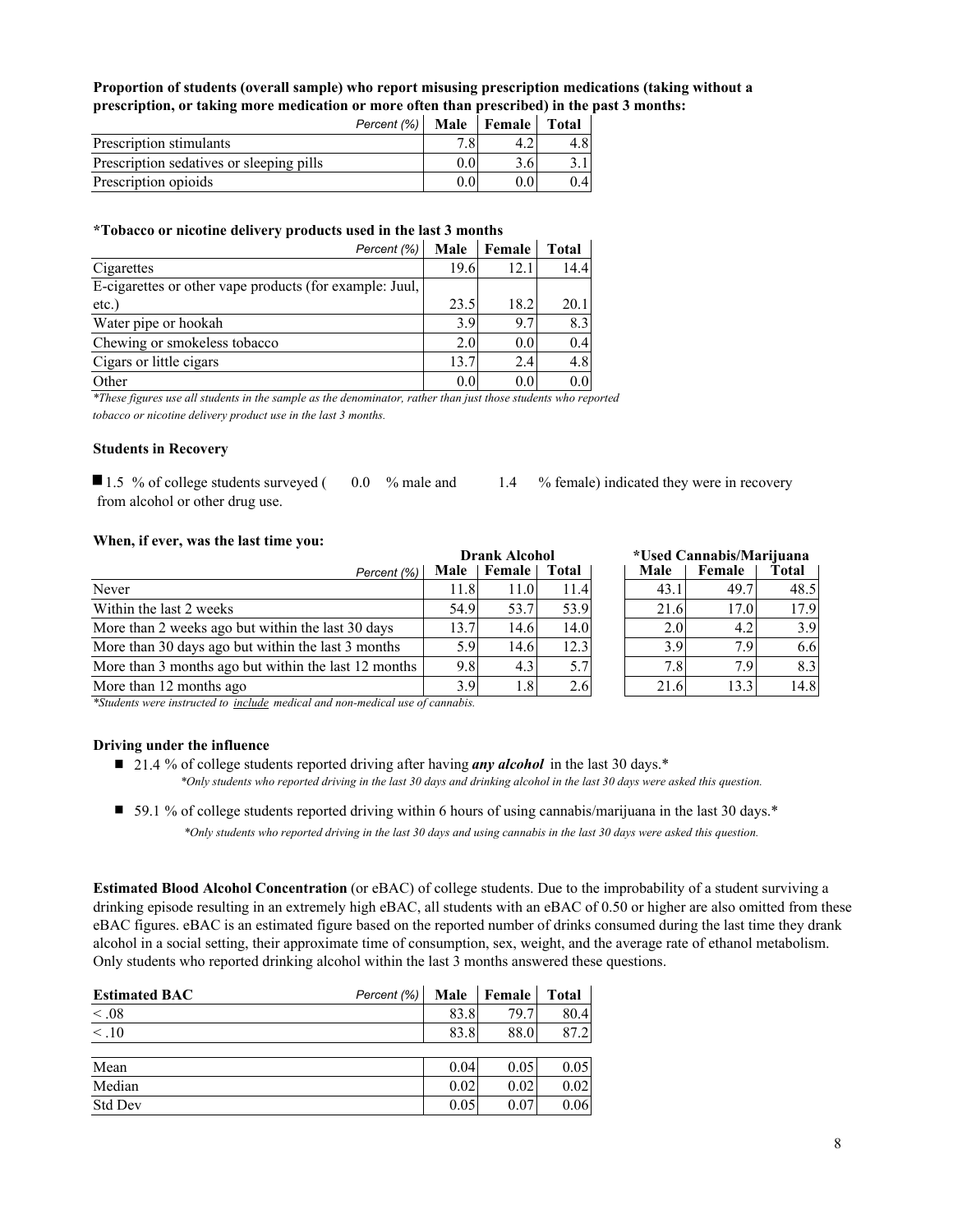**Proportion of students (overall sample) who report misusing prescription medications (taking without a prescription, or taking more medication or more often than prescribed) in the past 3 months:**

| *Percent (%)* | Male | Female | Total |
|---|---|---|---|
| Prescription stimulants | 7.8 | 4.2 | 4.8 |
| Prescription sedatives or sleeping pills | 0.0 | 3.6 | 3.1 |
| Prescription opioids | 0.0 | 0.0 | 0.4 |

**\*Tobacco or nicotine delivery products used in the last 3 months**

| *Percent (%)* | Male | Female | Total |
|---|---|---|---|
| Cigarettes | 19.6 | 12.1 | 14.4 |
| E-cigarettes or other vape products (for example: Juul, etc.) | 23.5 | 18.2 | 20.1 |
| Water pipe or hookah | 3.9 | 9.7 | 8.3 |
| Chewing or smokeless tobacco | 2.0 | 0.0 | 0.4 |
| Cigars or little cigars | 13.7 | 2.4 | 4.8 |
| Other | 0.0 | 0.0 | 0.0 |

*\*These figures use all students in the sample as the denominator, rather than just those students who reported tobacco or nicotine delivery product use in the last 3 months.*

**Students in Recovery**

- 1.5 % of college students surveyed ( 0.0 % male and 1.4 % female) indicated they were in recovery from alcohol or other drug use.

**When, if ever, was the last time you:**

| | Drank Alcohol | | | \*Used Cannabis/Marijuana | | |
|---|---|---|---|---|---|---|
| *Percent (%)* | Male | Female | Total | Male | Female | Total |
| Never | 11.8 | 11.0 | 11.4 | 43.1 | 49.7 | 48.5 |
| Within the last 2 weeks | 54.9 | 53.7 | 53.9 | 21.6 | 17.0 | 17.9 |
| More than 2 weeks ago but within the last 30 days | 13.7 | 14.6 | 14.0 | 2.0 | 4.2 | 3.9 |
| More than 30 days ago but within the last 3 months | 5.9 | 14.6 | 12.3 | 3.9 | 7.9 | 6.6 |
| More than 3 months ago but within the last 12 months | 9.8 | 4.3 | 5.7 | 7.8 | 7.9 | 8.3 |
| More than 12 months ago | 3.9 | 1.8 | 2.6 | 21.6 | 13.3 | 14.8 |

*\*Students were instructed to include medical and non-medical use of cannabis.*

**Driving under the influence**

- 21.4 % of college students reported driving after having ***any alcohol*** in the last 30 days.\*
  *\*Only students who reported driving in the last 30 days and drinking alcohol in the last 30 days were asked this question.*
- 59.1 % of college students reported driving within 6 hours of using cannabis/marijuana in the last 30 days.\*
  *\*Only students who reported driving in the last 30 days and using cannabis in the last 30 days were asked this question.*

**Estimated Blood Alcohol Concentration** (or eBAC) of college students. Due to the improbability of a student surviving a drinking episode resulting in an extremely high eBAC, all students with an eBAC of 0.50 or higher are also omitted from these eBAC figures. eBAC is an estimated figure based on the reported number of drinks consumed during the last time they drank alcohol in a social setting, their approximate time of consumption, sex, weight, and the average rate of ethanol metabolism. Only students who reported drinking alcohol within the last 3 months answered these questions.

| **Estimated BAC** *Percent (%)* | Male | Female | Total |
|---|---|---|---|
| < .08 | 83.8 | 79.7 | 80.4 |
| < .10 | 83.8 | 88.0 | 87.2 |
| | | | |
| Mean | 0.04 | 0.05 | 0.05 |
| Median | 0.02 | 0.02 | 0.02 |
| Std Dev | 0.05 | 0.07 | 0.06 |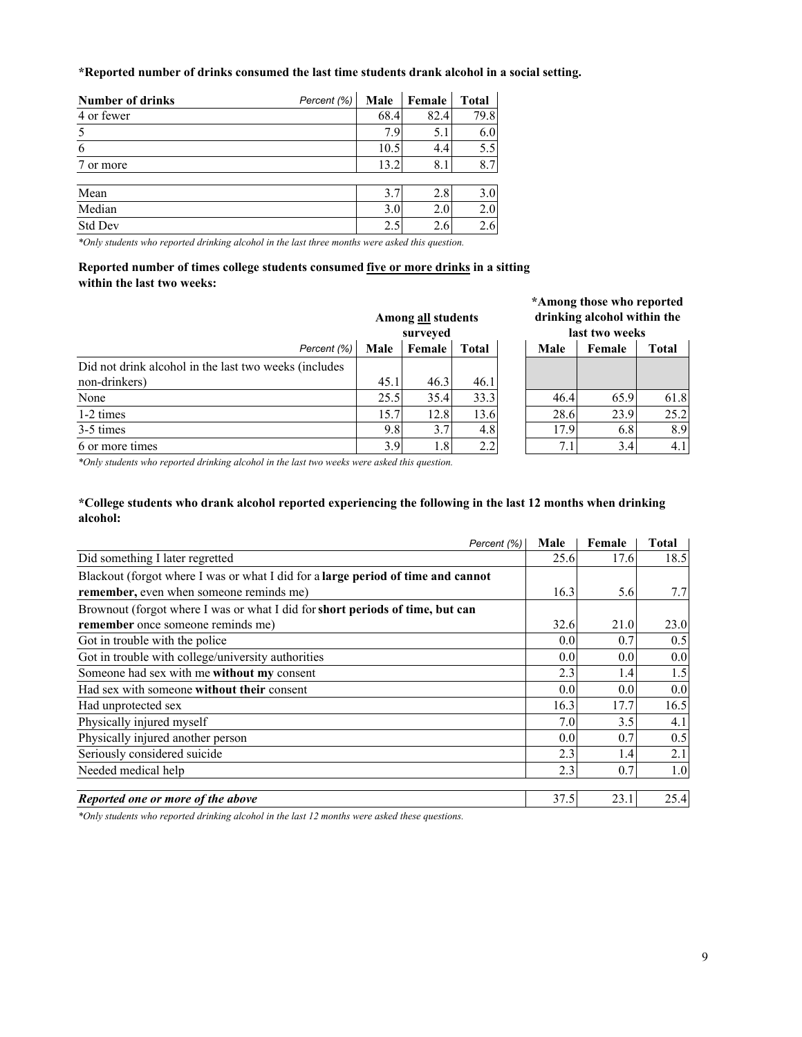**\*Reported number of drinks consumed the last time students drank alcohol in a social setting.**

| Number of drinks *Percent (%)* | Male | Female | Total |
|---|---|---|---|
| 4 or fewer | 68.4 | 82.4 | 79.8 |
| 5 | 7.9 | 5.1 | 6.0 |
| 6 | 10.5 | 4.4 | 5.5 |
| 7 or more | 13.2 | 8.1 | 8.7 |
| | | | |
| Mean | 3.7 | 2.8 | 3.0 |
| Median | 3.0 | 2.0 | 2.0 |
| Std Dev | 2.5 | 2.6 | 2.6 |

*\*Only students who reported drinking alcohol in the last three months were asked this question.*

**Reported number of times college students consumed <u>five or more drinks</u> in a sitting within the last two weeks:**

| | Among all students surveyed | | | \*Among those who reported drinking alcohol within the last two weeks | | |
|---|---|---|---|---|---|---|
| *Percent (%)* | Male | Female | Total | Male | Female | Total |
| Did not drink alcohol in the last two weeks (includes non-drinkers) | 45.1 | 46.3 | 46.1 | | | |
| None | 25.5 | 35.4 | 33.3 | 46.4 | 65.9 | 61.8 |
| 1-2 times | 15.7 | 12.8 | 13.6 | 28.6 | 23.9 | 25.2 |
| 3-5 times | 9.8 | 3.7 | 4.8 | 17.9 | 6.8 | 8.9 |
| 6 or more times | 3.9 | 1.8 | 2.2 | 7.1 | 3.4 | 4.1 |

*\*Only students who reported drinking alcohol in the last two weeks were asked this question.*

**\*College students who drank alcohol reported experiencing the following in the last 12 months when drinking alcohol:**

| *Percent (%)* | Male | Female | Total |
|---|---|---|---|
| Did something I later regretted | 25.6 | 17.6 | 18.5 |
| Blackout (forgot where I was or what I did for a **large period of time and cannot remember,** even when someone reminds me) | 16.3 | 5.6 | 7.7 |
| Brownout (forgot where I was or what I did for **short periods of time, but can remember** once someone reminds me) | 32.6 | 21.0 | 23.0 |
| Got in trouble with the police | 0.0 | 0.7 | 0.5 |
| Got in trouble with college/university authorities | 0.0 | 0.0 | 0.0 |
| Someone had sex with me **without my** consent | 2.3 | 1.4 | 1.5 |
| Had sex with someone **without their** consent | 0.0 | 0.0 | 0.0 |
| Had unprotected sex | 16.3 | 17.7 | 16.5 |
| Physically injured myself | 7.0 | 3.5 | 4.1 |
| Physically injured another person | 0.0 | 0.7 | 0.5 |
| Seriously considered suicide | 2.3 | 1.4 | 2.1 |
| Needed medical help | 2.3 | 0.7 | 1.0 |
| | | | |
| ***Reported one or more of the above*** | 37.5 | 23.1 | 25.4 |

*\*Only students who reported drinking alcohol in the last 12 months were asked these questions.*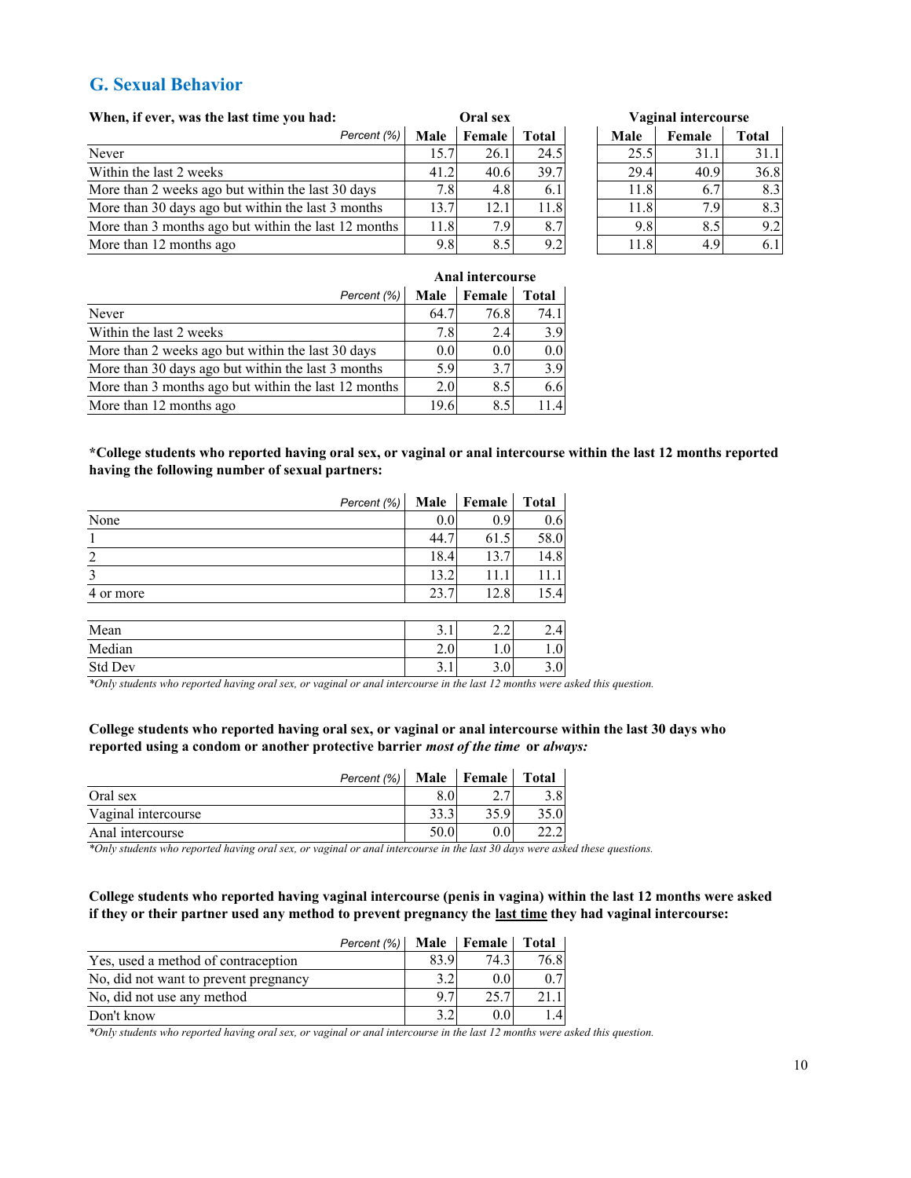## G. Sexual Behavior

| When, if ever, was the last time you had: | Oral sex | | | Vaginal intercourse | | |
|---|---|---|---|---|---|---|
| *Percent (%)* | Male | Female | Total | Male | Female | Total |
| Never | 15.7 | 26.1 | 24.5 | 25.5 | 31.1 | 31.1 |
| Within the last 2 weeks | 41.2 | 40.6 | 39.7 | 29.4 | 40.9 | 36.8 |
| More than 2 weeks ago but within the last 30 days | 7.8 | 4.8 | 6.1 | 11.8 | 6.7 | 8.3 |
| More than 30 days ago but within the last 3 months | 13.7 | 12.1 | 11.8 | 11.8 | 7.9 | 8.3 |
| More than 3 months ago but within the last 12 months | 11.8 | 7.9 | 8.7 | 9.8 | 8.5 | 9.2 |
| More than 12 months ago | 9.8 | 8.5 | 9.2 | 11.8 | 4.9 | 6.1 |

| | Anal intercourse | | |
|---|---|---|---|
| *Percent (%)* | Male | Female | Total |
| Never | 64.7 | 76.8 | 74.1 |
| Within the last 2 weeks | 7.8 | 2.4 | 3.9 |
| More than 2 weeks ago but within the last 30 days | 0.0 | 0.0 | 0.0 |
| More than 30 days ago but within the last 3 months | 5.9 | 3.7 | 3.9 |
| More than 3 months ago but within the last 12 months | 2.0 | 8.5 | 6.6 |
| More than 12 months ago | 19.6 | 8.5 | 11.4 |

**\*College students who reported having oral sex, or vaginal or anal intercourse within the last 12 months reported having the following number of sexual partners:**

| *Percent (%)* | Male | Female | Total |
|---|---|---|---|
| None | 0.0 | 0.9 | 0.6 |
| 1 | 44.7 | 61.5 | 58.0 |
| 2 | 18.4 | 13.7 | 14.8 |
| 3 | 13.2 | 11.1 | 11.1 |
| 4 or more | 23.7 | 12.8 | 15.4 |
| | | | |
| Mean | 3.1 | 2.2 | 2.4 |
| Median | 2.0 | 1.0 | 1.0 |
| Std Dev | 3.1 | 3.0 | 3.0 |

*\*Only students who reported having oral sex, or vaginal or anal intercourse in the last 12 months were asked this question.*

**College students who reported having oral sex, or vaginal or anal intercourse within the last 30 days who reported using a condom or another protective barrier *most of the time* or *always:***

| *Percent (%)* | Male | Female | Total |
|---|---|---|---|
| Oral sex | 8.0 | 2.7 | 3.8 |
| Vaginal intercourse | 33.3 | 35.9 | 35.0 |
| Anal intercourse | 50.0 | 0.0 | 22.2 |

*\*Only students who reported having oral sex, or vaginal or anal intercourse in the last 30 days were asked these questions.*

**College students who reported having vaginal intercourse (penis in vagina) within the last 12 months were asked if they or their partner used any method to prevent pregnancy the last time they had vaginal intercourse:**

| *Percent (%)* | Male | Female | Total |
|---|---|---|---|
| Yes, used a method of contraception | 83.9 | 74.3 | 76.8 |
| No, did not want to prevent pregnancy | 3.2 | 0.0 | 0.7 |
| No, did not use any method | 9.7 | 25.7 | 21.1 |
| Don't know | 3.2 | 0.0 | 1.4 |

*\*Only students who reported having oral sex, or vaginal or anal intercourse in the last 12 months were asked this question.*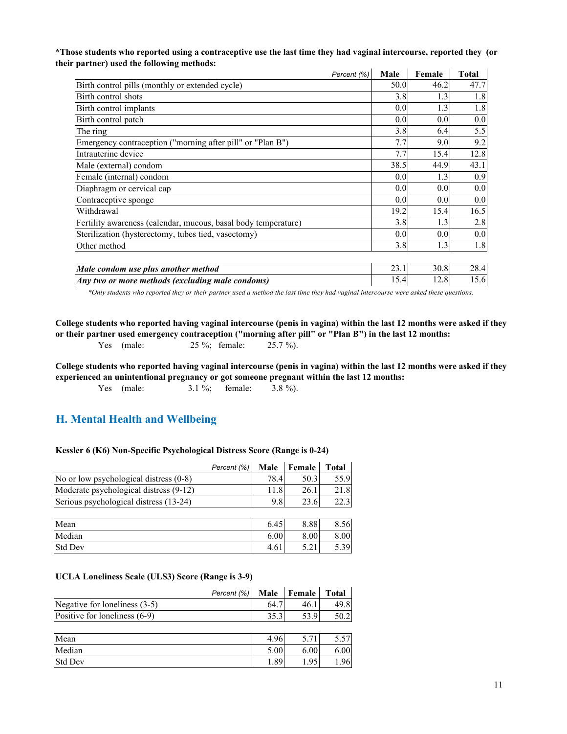**\*Those students who reported using a contraceptive use the last time they had vaginal intercourse, reported they (or their partner) used the following methods:**

| *Percent (%)* | Male | Female | Total |
|---|---|---|---|
| Birth control pills (monthly or extended cycle) | 50.0 | 46.2 | 47.7 |
| Birth control shots | 3.8 | 1.3 | 1.8 |
| Birth control implants | 0.0 | 1.3 | 1.8 |
| Birth control patch | 0.0 | 0.0 | 0.0 |
| The ring | 3.8 | 6.4 | 5.5 |
| Emergency contraception ("morning after pill" or "Plan B") | 7.7 | 9.0 | 9.2 |
| Intrauterine device | 7.7 | 15.4 | 12.8 |
| Male (external) condom | 38.5 | 44.9 | 43.1 |
| Female (internal) condom | 0.0 | 1.3 | 0.9 |
| Diaphragm or cervical cap | 0.0 | 0.0 | 0.0 |
| Contraceptive sponge | 0.0 | 0.0 | 0.0 |
| Withdrawal | 19.2 | 15.4 | 16.5 |
| Fertility awareness (calendar, mucous, basal body temperature) | 3.8 | 1.3 | 2.8 |
| Sterilization (hysterectomy, tubes tied, vasectomy) | 0.0 | 0.0 | 0.0 |
| Other method | 3.8 | 1.3 | 1.8 |
| | | | |
| ***Male condom use plus another method*** | 23.1 | 30.8 | 28.4 |
| ***Any two or more methods (excluding male condoms)*** | 15.4 | 12.8 | 15.6 |

*\*Only students who reported they or their partner used a method the last time they had vaginal intercourse were asked these questions.*

**College students who reported having vaginal intercourse (penis in vagina) within the last 12 months were asked if they or their partner used emergency contraception ("morning after pill" or "Plan B") in the last 12 months:**

Yes (male: 25 %; female: 25.7 %).

**College students who reported having vaginal intercourse (penis in vagina) within the last 12 months were asked if they experienced an unintentional pregnancy or got someone pregnant within the last 12 months:**

Yes (male: 3.1 %; female: 3.8 %).

## H. Mental Health and Wellbeing

**Kessler 6 (K6) Non-Specific Psychological Distress Score (Range is 0-24)**

| *Percent (%)* | Male | Female | Total |
|---|---|---|---|
| No or low psychological distress (0-8) | 78.4 | 50.3 | 55.9 |
| Moderate psychological distress (9-12) | 11.8 | 26.1 | 21.8 |
| Serious psychological distress (13-24) | 9.8 | 23.6 | 22.3 |
| | | | |
| Mean | 6.45 | 8.88 | 8.56 |
| Median | 6.00 | 8.00 | 8.00 |
| Std Dev | 4.61 | 5.21 | 5.39 |

**UCLA Loneliness Scale (ULS3) Score (Range is 3-9)**

| *Percent (%)* | Male | Female | Total |
|---|---|---|---|
| Negative for loneliness (3-5) | 64.7 | 46.1 | 49.8 |
| Positive for loneliness (6-9) | 35.3 | 53.9 | 50.2 |
| | | | |
| Mean | 4.96 | 5.71 | 5.57 |
| Median | 5.00 | 6.00 | 6.00 |
| Std Dev | 1.89 | 1.95 | 1.96 |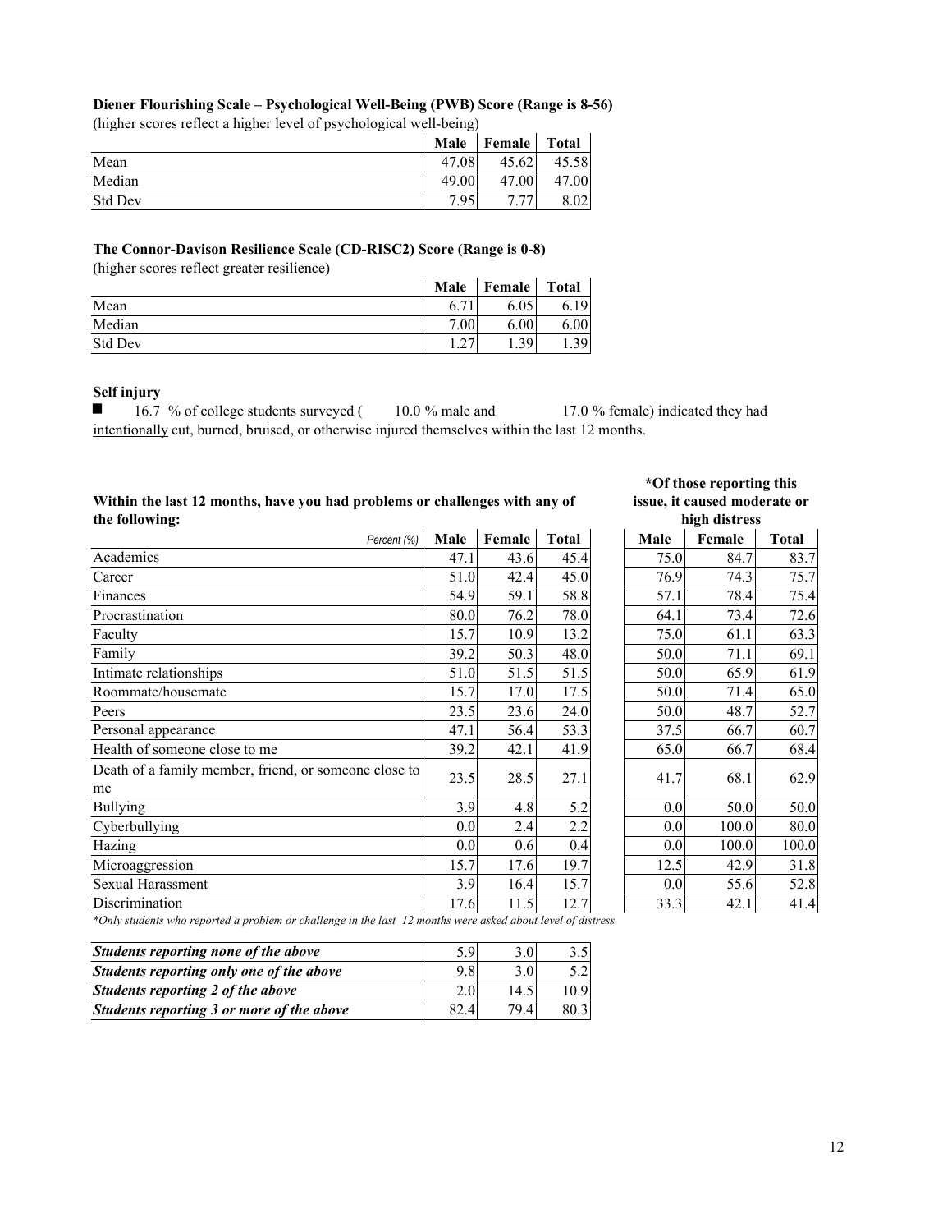**Diener Flourishing Scale – Psychological Well-Being (PWB) Score (Range is 8-56)**

(higher scores reflect a higher level of psychological well-being)

| | Male | Female | Total |
|---|---|---|---|
| Mean | 47.08 | 45.62 | 45.58 |
| Median | 49.00 | 47.00 | 47.00 |
| Std Dev | 7.95 | 7.77 | 8.02 |

**The Connor-Davison Resilience Scale (CD-RISC2) Score (Range is 0-8)**

(higher scores reflect greater resilience)

| | Male | Female | Total |
|---|---|---|---|
| Mean | 6.71 | 6.05 | 6.19 |
| Median | 7.00 | 6.00 | 6.00 |
| Std Dev | 1.27 | 1.39 | 1.39 |

**Self injury**

- 16.7 % of college students surveyed ( 10.0 % male and 17.0 % female) indicated they had intentionally cut, burned, bruised, or otherwise injured themselves within the last 12 months.

**Within the last 12 months, have you had problems or challenges with any of the following:**

| Percent (%) | Male | Female | Total | *Of those reporting this issue, it caused moderate or high distress: Male | Female | Total |
|---|---|---|---|---|---|---|
| Academics | 47.1 | 43.6 | 45.4 | 75.0 | 84.7 | 83.7 |
| Career | 51.0 | 42.4 | 45.0 | 76.9 | 74.3 | 75.7 |
| Finances | 54.9 | 59.1 | 58.8 | 57.1 | 78.4 | 75.4 |
| Procrastination | 80.0 | 76.2 | 78.0 | 64.1 | 73.4 | 72.6 |
| Faculty | 15.7 | 10.9 | 13.2 | 75.0 | 61.1 | 63.3 |
| Family | 39.2 | 50.3 | 48.0 | 50.0 | 71.1 | 69.1 |
| Intimate relationships | 51.0 | 51.5 | 51.5 | 50.0 | 65.9 | 61.9 |
| Roommate/housemate | 15.7 | 17.0 | 17.5 | 50.0 | 71.4 | 65.0 |
| Peers | 23.5 | 23.6 | 24.0 | 50.0 | 48.7 | 52.7 |
| Personal appearance | 47.1 | 56.4 | 53.3 | 37.5 | 66.7 | 60.7 |
| Health of someone close to me | 39.2 | 42.1 | 41.9 | 65.0 | 66.7 | 68.4 |
| Death of a family member, friend, or someone close to me | 23.5 | 28.5 | 27.1 | 41.7 | 68.1 | 62.9 |
| Bullying | 3.9 | 4.8 | 5.2 | 0.0 | 50.0 | 50.0 |
| Cyberbullying | 0.0 | 2.4 | 2.2 | 0.0 | 100.0 | 80.0 |
| Hazing | 0.0 | 0.6 | 0.4 | 0.0 | 100.0 | 100.0 |
| Microaggression | 15.7 | 17.6 | 19.7 | 12.5 | 42.9 | 31.8 |
| Sexual Harassment | 3.9 | 16.4 | 15.7 | 0.0 | 55.6 | 52.8 |
| Discrimination | 17.6 | 11.5 | 12.7 | 33.3 | 42.1 | 41.4 |

*\*Only students who reported a problem or challenge in the last 12 months were asked about level of distress.*

| | Male | Female | Total |
|---|---|---|---|
| ***Students reporting none of the above*** | 5.9 | 3.0 | 3.5 |
| ***Students reporting only one of the above*** | 9.8 | 3.0 | 5.2 |
| ***Students reporting 2 of the above*** | 2.0 | 14.5 | 10.9 |
| ***Students reporting 3 or more of the above*** | 82.4 | 79.4 | 80.3 |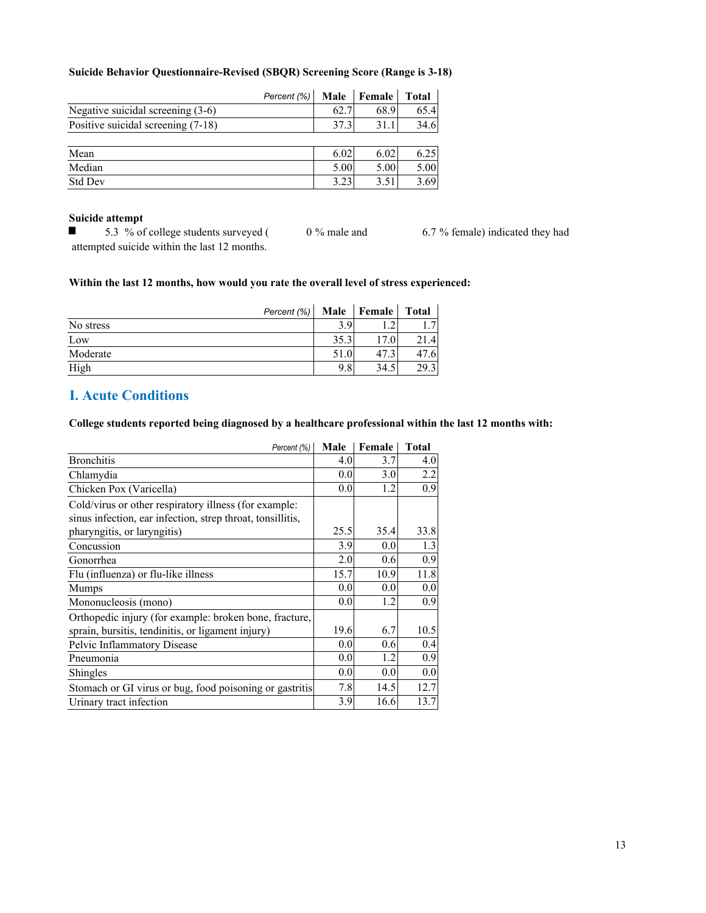**Suicide Behavior Questionnaire-Revised (SBQR) Screening Score (Range is 3-18)**

| *Percent (%)* | Male | Female | Total |
|---|---|---|---|
| Negative suicidal screening (3-6) | 62.7 | 68.9 | 65.4 |
| Positive suicidal screening (7-18) | 37.3 | 31.1 | 34.6 |

| | Male | Female | Total |
|---|---|---|---|
| Mean | 6.02 | 6.02 | 6.25 |
| Median | 5.00 | 5.00 | 5.00 |
| Std Dev | 3.23 | 3.51 | 3.69 |

**Suicide attempt**

- 5.3 % of college students surveyed ( 0 % male and 6.7 % female) indicated they had attempted suicide within the last 12 months.

**Within the last 12 months, how would you rate the overall level of stress experienced:**

| *Percent (%)* | Male | Female | Total |
|---|---|---|---|
| No stress | 3.9 | 1.2 | 1.7 |
| Low | 35.3 | 17.0 | 21.4 |
| Moderate | 51.0 | 47.3 | 47.6 |
| High | 9.8 | 34.5 | 29.3 |

## I. Acute Conditions

**College students reported being diagnosed by a healthcare professional within the last 12 months with:**

| *Percent (%)* | Male | Female | Total |
|---|---|---|---|
| Bronchitis | 4.0 | 3.7 | 4.0 |
| Chlamydia | 0.0 | 3.0 | 2.2 |
| Chicken Pox (Varicella) | 0.0 | 1.2 | 0.9 |
| Cold/virus or other respiratory illness (for example: sinus infection, ear infection, strep throat, tonsillitis, pharyngitis, or laryngitis) | 25.5 | 35.4 | 33.8 |
| Concussion | 3.9 | 0.0 | 1.3 |
| Gonorrhea | 2.0 | 0.6 | 0.9 |
| Flu (influenza) or flu-like illness | 15.7 | 10.9 | 11.8 |
| Mumps | 0.0 | 0.0 | 0.0 |
| Mononucleosis (mono) | 0.0 | 1.2 | 0.9 |
| Orthopedic injury (for example: broken bone, fracture, sprain, bursitis, tendinitis, or ligament injury) | 19.6 | 6.7 | 10.5 |
| Pelvic Inflammatory Disease | 0.0 | 0.6 | 0.4 |
| Pneumonia | 0.0 | 1.2 | 0.9 |
| Shingles | 0.0 | 0.0 | 0.0 |
| Stomach or GI virus or bug, food poisoning or gastritis | 7.8 | 14.5 | 12.7 |
| Urinary tract infection | 3.9 | 16.6 | 13.7 |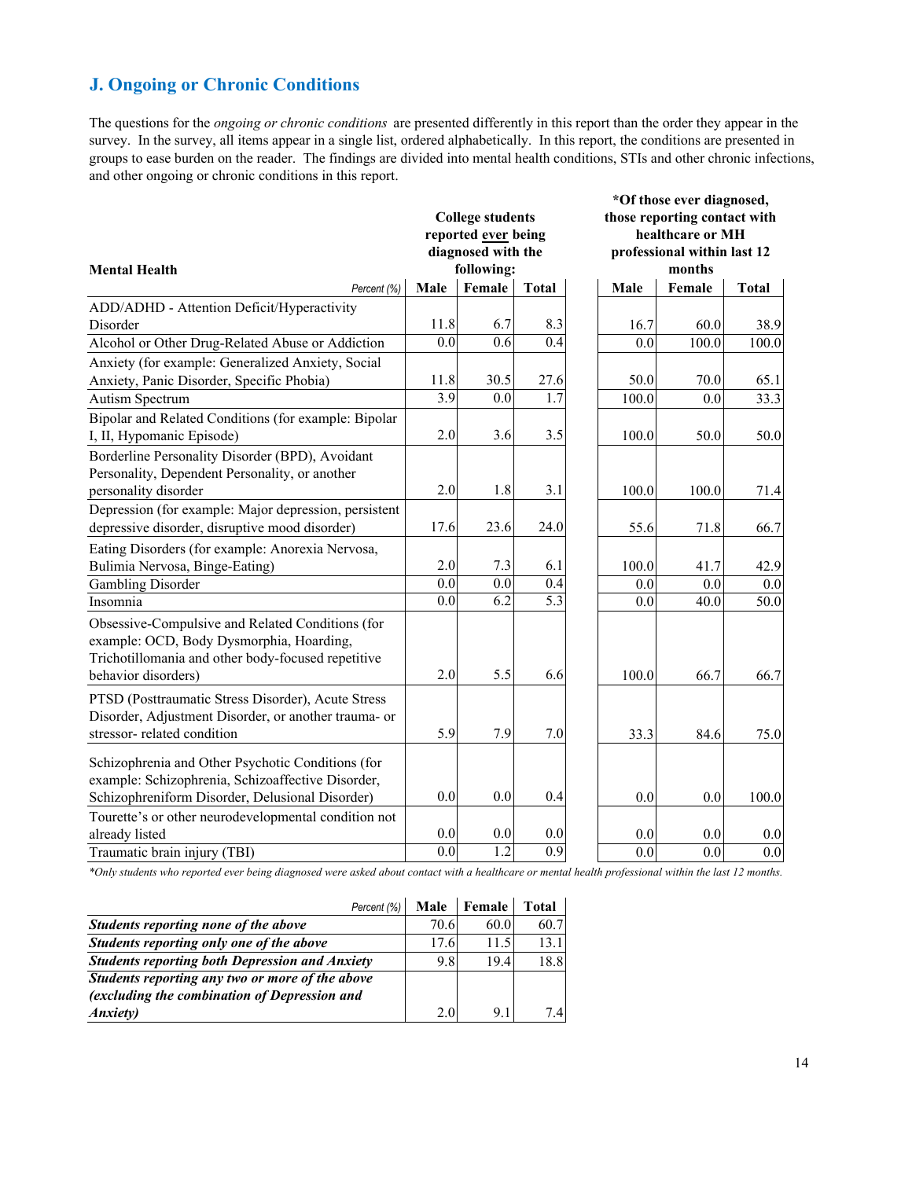## J. Ongoing or Chronic Conditions

The questions for the *ongoing or chronic conditions* are presented differently in this report than the order they appear in the survey. In the survey, all items appear in a single list, ordered alphabetically. In this report, the conditions are presented in groups to ease burden on the reader. The findings are divided into mental health conditions, STIs and other chronic infections, and other ongoing or chronic conditions in this report.

| **Mental Health** | **College students reported ever being diagnosed with the following:** | | | **\*Of those ever diagnosed, those reporting contact with healthcare or MH professional within last 12 months** | | |
|---|---|---|---|---|---|---|
| *Percent (%)* | **Male** | **Female** | **Total** | **Male** | **Female** | **Total** |
| ADD/ADHD - Attention Deficit/Hyperactivity Disorder | 11.8 | 6.7 | 8.3 | 16.7 | 60.0 | 38.9 |
| Alcohol or Other Drug-Related Abuse or Addiction | 0.0 | 0.6 | 0.4 | 0.0 | 100.0 | 100.0 |
| Anxiety (for example: Generalized Anxiety, Social Anxiety, Panic Disorder, Specific Phobia) | 11.8 | 30.5 | 27.6 | 50.0 | 70.0 | 65.1 |
| Autism Spectrum | 3.9 | 0.0 | 1.7 | 100.0 | 0.0 | 33.3 |
| Bipolar and Related Conditions (for example: Bipolar I, II, Hypomanic Episode) | 2.0 | 3.6 | 3.5 | 100.0 | 50.0 | 50.0 |
| Borderline Personality Disorder (BPD), Avoidant Personality, Dependent Personality, or another personality disorder | 2.0 | 1.8 | 3.1 | 100.0 | 100.0 | 71.4 |
| Depression (for example: Major depression, persistent depressive disorder, disruptive mood disorder) | 17.6 | 23.6 | 24.0 | 55.6 | 71.8 | 66.7 |
| Eating Disorders (for example: Anorexia Nervosa, Bulimia Nervosa, Binge-Eating) | 2.0 | 7.3 | 6.1 | 100.0 | 41.7 | 42.9 |
| Gambling Disorder | 0.0 | 0.0 | 0.4 | 0.0 | 0.0 | 0.0 |
| Insomnia | 0.0 | 6.2 | 5.3 | 0.0 | 40.0 | 50.0 |
| Obsessive-Compulsive and Related Conditions (for example: OCD, Body Dysmorphia, Hoarding, Trichotillomania and other body-focused repetitive behavior disorders) | 2.0 | 5.5 | 6.6 | 100.0 | 66.7 | 66.7 |
| PTSD (Posttraumatic Stress Disorder), Acute Stress Disorder, Adjustment Disorder, or another trauma- or stressor- related condition | 5.9 | 7.9 | 7.0 | 33.3 | 84.6 | 75.0 |
| Schizophrenia and Other Psychotic Conditions (for example: Schizophrenia, Schizoaffective Disorder, Schizophreniform Disorder, Delusional Disorder) | 0.0 | 0.0 | 0.4 | 0.0 | 0.0 | 100.0 |
| Tourette's or other neurodevelopmental condition not already listed | 0.0 | 0.0 | 0.0 | 0.0 | 0.0 | 0.0 |
| Traumatic brain injury (TBI) | 0.0 | 1.2 | 0.9 | 0.0 | 0.0 | 0.0 |

*\*Only students who reported ever being diagnosed were asked about contact with a healthcare or mental health professional within the last 12 months.*

| *Percent (%)* | **Male** | **Female** | **Total** |
|---|---|---|---|
| ***Students reporting none of the above*** | 70.6 | 60.0 | 60.7 |
| ***Students reporting only one of the above*** | 17.6 | 11.5 | 13.1 |
| ***Students reporting both Depression and Anxiety*** | 9.8 | 19.4 | 18.8 |
| ***Students reporting any two or more of the above (excluding the combination of Depression and Anxiety)*** | 2.0 | 9.1 | 7.4 |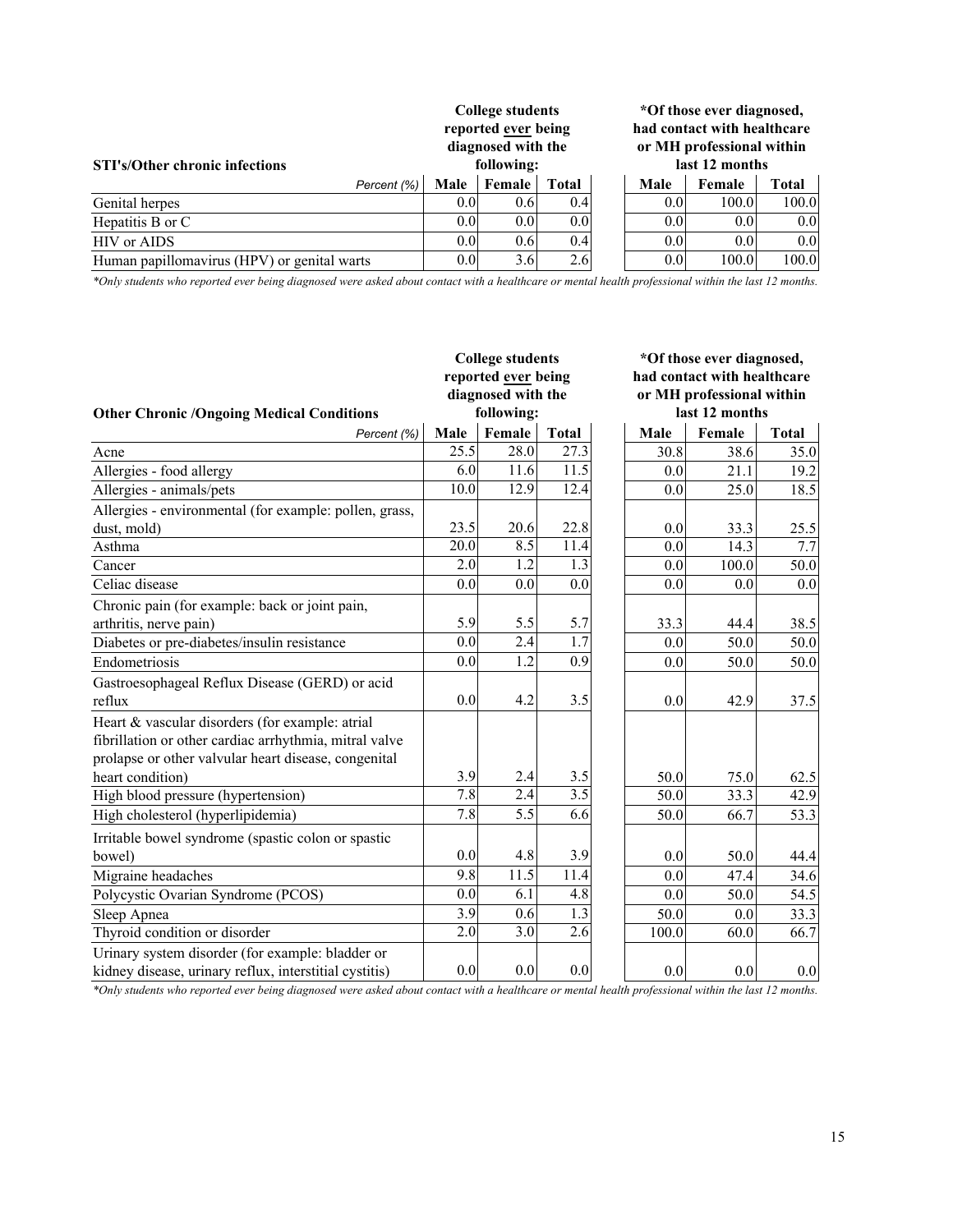| STI's/Other chronic infections | College students reported ever being diagnosed with the following: | | | *Of those ever diagnosed, had contact with healthcare or MH professional within last 12 months | | |
|---|---|---|---|---|---|---|
| Percent (%) | Male | Female | Total | Male | Female | Total |
| Genital herpes | 0.0 | 0.6 | 0.4 | 0.0 | 100.0 | 100.0 |
| Hepatitis B or C | 0.0 | 0.0 | 0.0 | 0.0 | 0.0 | 0.0 |
| HIV or AIDS | 0.0 | 0.6 | 0.4 | 0.0 | 0.0 | 0.0 |
| Human papillomavirus (HPV) or genital warts | 0.0 | 3.6 | 2.6 | 0.0 | 100.0 | 100.0 |

*Only students who reported ever being diagnosed were asked about contact with a healthcare or mental health professional within the last 12 months.*

| Other Chronic /Ongoing Medical Conditions | College students reported ever being diagnosed with the following: | | | *Of those ever diagnosed, had contact with healthcare or MH professional within last 12 months | | |
|---|---|---|---|---|---|---|
| Percent (%) | Male | Female | Total | Male | Female | Total |
| Acne | 25.5 | 28.0 | 27.3 | 30.8 | 38.6 | 35.0 |
| Allergies - food allergy | 6.0 | 11.6 | 11.5 | 0.0 | 21.1 | 19.2 |
| Allergies - animals/pets | 10.0 | 12.9 | 12.4 | 0.0 | 25.0 | 18.5 |
| Allergies - environmental (for example: pollen, grass, dust, mold) | 23.5 | 20.6 | 22.8 | 0.0 | 33.3 | 25.5 |
| Asthma | 20.0 | 8.5 | 11.4 | 0.0 | 14.3 | 7.7 |
| Cancer | 2.0 | 1.2 | 1.3 | 0.0 | 100.0 | 50.0 |
| Celiac disease | 0.0 | 0.0 | 0.0 | 0.0 | 0.0 | 0.0 |
| Chronic pain (for example: back or joint pain, arthritis, nerve pain) | 5.9 | 5.5 | 5.7 | 33.3 | 44.4 | 38.5 |
| Diabetes or pre-diabetes/insulin resistance | 0.0 | 2.4 | 1.7 | 0.0 | 50.0 | 50.0 |
| Endometriosis | 0.0 | 1.2 | 0.9 | 0.0 | 50.0 | 50.0 |
| Gastroesophageal Reflux Disease (GERD) or acid reflux | 0.0 | 4.2 | 3.5 | 0.0 | 42.9 | 37.5 |
| Heart & vascular disorders (for example: atrial fibrillation or other cardiac arrhythmia, mitral valve prolapse or other valvular heart disease, congenital heart condition) | 3.9 | 2.4 | 3.5 | 50.0 | 75.0 | 62.5 |
| High blood pressure (hypertension) | 7.8 | 2.4 | 3.5 | 50.0 | 33.3 | 42.9 |
| High cholesterol (hyperlipidemia) | 7.8 | 5.5 | 6.6 | 50.0 | 66.7 | 53.3 |
| Irritable bowel syndrome (spastic colon or spastic bowel) | 0.0 | 4.8 | 3.9 | 0.0 | 50.0 | 44.4 |
| Migraine headaches | 9.8 | 11.5 | 11.4 | 0.0 | 47.4 | 34.6 |
| Polycystic Ovarian Syndrome (PCOS) | 0.0 | 6.1 | 4.8 | 0.0 | 50.0 | 54.5 |
| Sleep Apnea | 3.9 | 0.6 | 1.3 | 50.0 | 0.0 | 33.3 |
| Thyroid condition or disorder | 2.0 | 3.0 | 2.6 | 100.0 | 60.0 | 66.7 |
| Urinary system disorder (for example: bladder or kidney disease, urinary reflux, interstitial cystitis) | 0.0 | 0.0 | 0.0 | 0.0 | 0.0 | 0.0 |

*Only students who reported ever being diagnosed were asked about contact with a healthcare or mental health professional within the last 12 months.*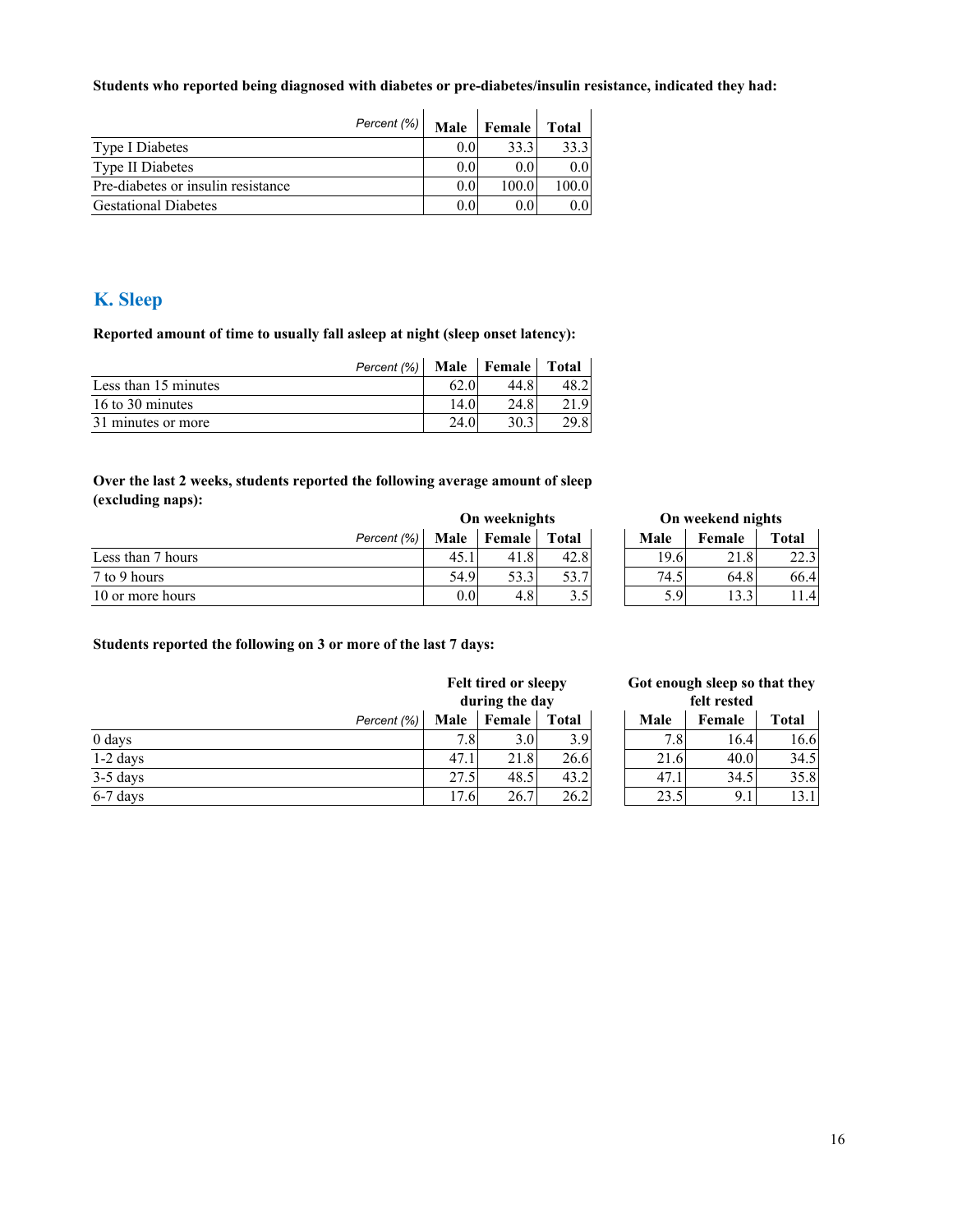**Students who reported being diagnosed with diabetes or pre-diabetes/insulin resistance, indicated they had:**

| *Percent (%)* | Male | Female | Total |
|---|---|---|---|
| Type I Diabetes | 0.0 | 33.3 | 33.3 |
| Type II Diabetes | 0.0 | 0.0 | 0.0 |
| Pre-diabetes or insulin resistance | 0.0 | 100.0 | 100.0 |
| Gestational Diabetes | 0.0 | 0.0 | 0.0 |

## K. Sleep

**Reported amount of time to usually fall asleep at night (sleep onset latency):**

| *Percent (%)* | Male | Female | Total |
|---|---|---|---|
| Less than 15 minutes | 62.0 | 44.8 | 48.2 |
| 16 to 30 minutes | 14.0 | 24.8 | 21.9 |
| 31 minutes or more | 24.0 | 30.3 | 29.8 |

**Over the last 2 weeks, students reported the following average amount of sleep (excluding naps):**

| | On weeknights | | | On weekend nights | | |
|---|---|---|---|---|---|---|
| *Percent (%)* | Male | Female | Total | Male | Female | Total |
| Less than 7 hours | 45.1 | 41.8 | 42.8 | 19.6 | 21.8 | 22.3 |
| 7 to 9 hours | 54.9 | 53.3 | 53.7 | 74.5 | 64.8 | 66.4 |
| 10 or more hours | 0.0 | 4.8 | 3.5 | 5.9 | 13.3 | 11.4 |

**Students reported the following on 3 or more of the last 7 days:**

| | Felt tired or sleepy during the day | | | Got enough sleep so that they felt rested | | |
|---|---|---|---|---|---|---|
| *Percent (%)* | Male | Female | Total | Male | Female | Total |
| 0 days | 7.8 | 3.0 | 3.9 | 7.8 | 16.4 | 16.6 |
| 1-2 days | 47.1 | 21.8 | 26.6 | 21.6 | 40.0 | 34.5 |
| 3-5 days | 27.5 | 48.5 | 43.2 | 47.1 | 34.5 | 35.8 |
| 6-7 days | 17.6 | 26.7 | 26.2 | 23.5 | 9.1 | 13.1 |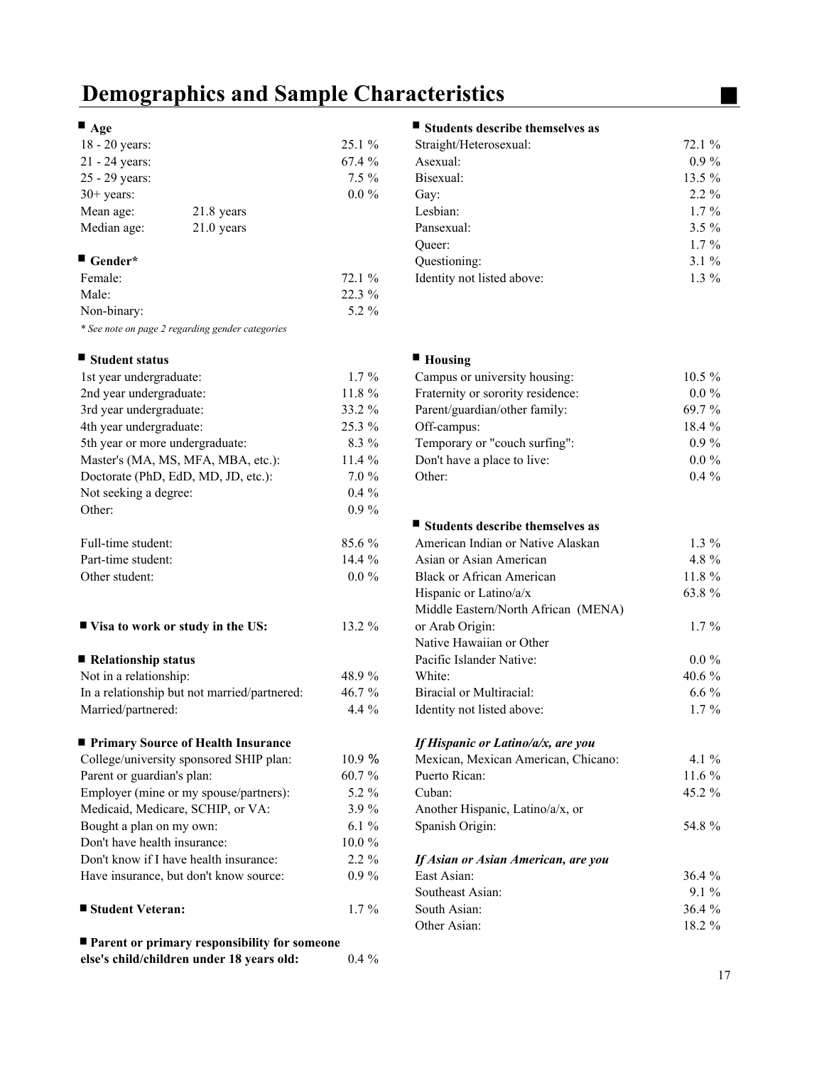# Demographics and Sample Characteristics

### Age

| | | |
|---|---|---|
| 18 - 20 years: | | 25.1 % |
| 21 - 24 years: | | 67.4 % |
| 25 - 29 years: | | 7.5 % |
| 30+ years: | | 0.0 % |
| Mean age: | 21.8 years | |
| Median age: | 21.0 years | |

### Gender*

| | |
|---|---|
| Female: | 72.1 % |
| Male: | 22.3 % |
| Non-binary: | 5.2 % |

*\* See note on page 2 regarding gender categories*

### Student status

| | |
|---|---|
| 1st year undergraduate: | 1.7 % |
| 2nd year undergraduate: | 11.8 % |
| 3rd year undergraduate: | 33.2 % |
| 4th year undergraduate: | 25.3 % |
| 5th year or more undergraduate: | 8.3 % |
| Master's (MA, MS, MFA, MBA, etc.): | 11.4 % |
| Doctorate (PhD, EdD, MD, JD, etc.): | 7.0 % |
| Not seeking a degree: | 0.4 % |
| Other: | 0.9 % |

| | |
|---|---|
| Full-time student: | 85.6 % |
| Part-time student: | 14.4 % |
| Other student: | 0.0 % |

### Visa to work or study in the US: 13.2 %

### Relationship status

| | |
|---|---|
| Not in a relationship: | 48.9 % |
| In a relationship but not married/partnered: | 46.7 % |
| Married/partnered: | 4.4 % |

### Primary Source of Health Insurance

| | |
|---|---|
| College/university sponsored SHIP plan: | 10.9 % |
| Parent or guardian's plan: | 60.7 % |
| Employer (mine or my spouse/partners): | 5.2 % |
| Medicaid, Medicare, SCHIP, or VA: | 3.9 % |
| Bought a plan on my own: | 6.1 % |
| Don't have health insurance: | 10.0 % |
| Don't know if I have health insurance: | 2.2 % |
| Have insurance, but don't know source: | 0.9 % |

### Student Veteran: 1.7 %

### Parent or primary responsibility for someone else's child/children under 18 years old: 0.4 %

### Students describe themselves as

| | |
|---|---|
| Straight/Heterosexual: | 72.1 % |
| Asexual: | 0.9 % |
| Bisexual: | 13.5 % |
| Gay: | 2.2 % |
| Lesbian: | 1.7 % |
| Pansexual: | 3.5 % |
| Queer: | 1.7 % |
| Questioning: | 3.1 % |
| Identity not listed above: | 1.3 % |

### Housing

| | |
|---|---|
| Campus or university housing: | 10.5 % |
| Fraternity or sorority residence: | 0.0 % |
| Parent/guardian/other family: | 69.7 % |
| Off-campus: | 18.4 % |
| Temporary or "couch surfing": | 0.9 % |
| Don't have a place to live: | 0.0 % |
| Other: | 0.4 % |

### Students describe themselves as

| | |
|---|---|
| American Indian or Native Alaskan | 1.3 % |
| Asian or Asian American | 4.8 % |
| Black or African American | 11.8 % |
| Hispanic or Latino/a/x | 63.8 % |
| Middle Eastern/North African (MENA) or Arab Origin: | 1.7 % |
| Native Hawaiian or Other Pacific Islander Native: | 0.0 % |
| White: | 40.6 % |
| Biracial or Multiracial: | 6.6 % |
| Identity not listed above: | 1.7 % |

***If Hispanic or Latino/a/x, are you***

| | |
|---|---|
| Mexican, Mexican American, Chicano: | 4.1 % |
| Puerto Rican: | 11.6 % |
| Cuban: | 45.2 % |
| Another Hispanic, Latino/a/x, or Spanish Origin: | 54.8 % |

***If Asian or Asian American, are you***

| | |
|---|---|
| East Asian: | 36.4 % |
| Southeast Asian: | 9.1 % |
| South Asian: | 36.4 % |
| Other Asian: | 18.2 % |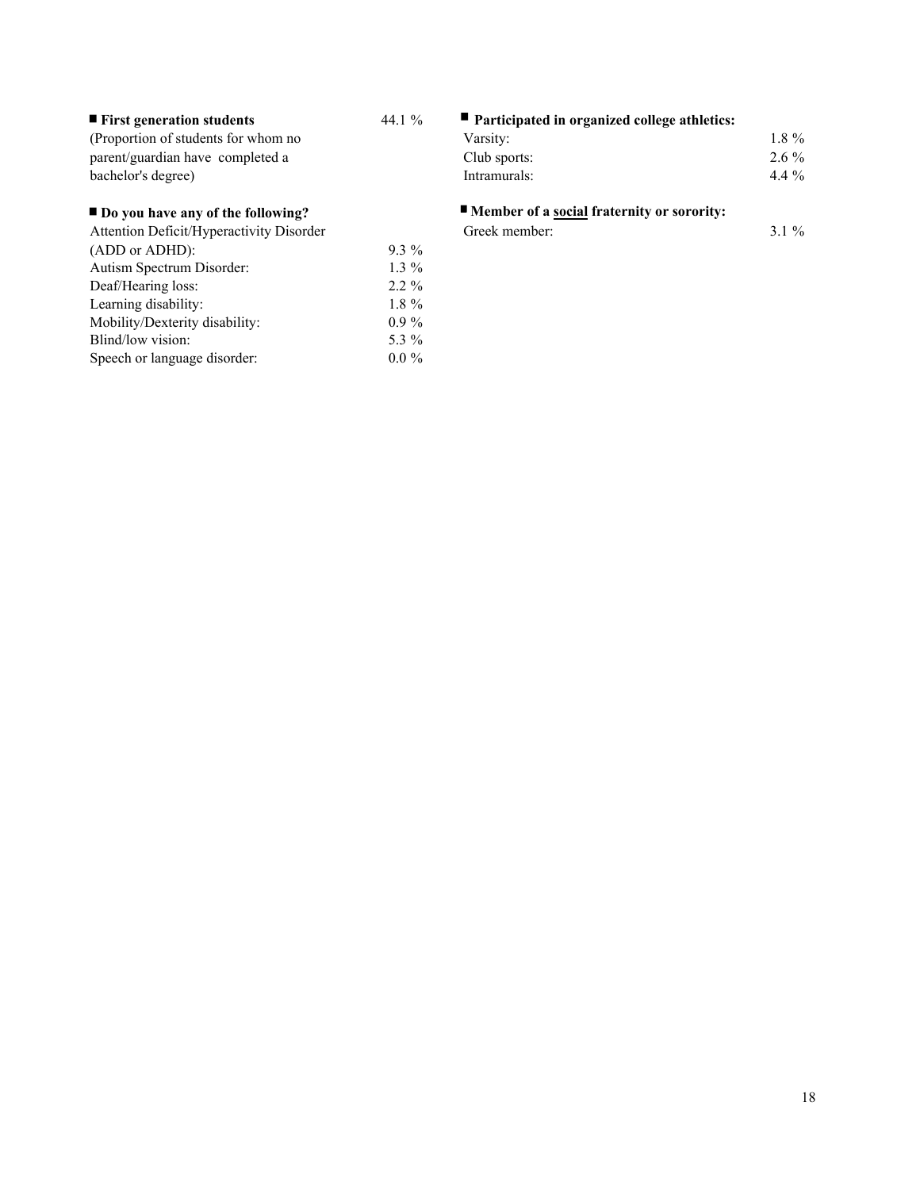■ **First generation students** 44.1 %
(Proportion of students for whom no parent/guardian have completed a bachelor's degree)

■ **Do you have any of the following?**

| | |
|---|---|
| Attention Deficit/Hyperactivity Disorder (ADD or ADHD): | 9.3 % |
| Autism Spectrum Disorder: | 1.3 % |
| Deaf/Hearing loss: | 2.2 % |
| Learning disability: | 1.8 % |
| Mobility/Dexterity disability: | 0.9 % |
| Blind/low vision: | 5.3 % |
| Speech or language disorder: | 0.0 % |

■ **Participated in organized college athletics:**

| | |
|---|---|
| Varsity: | 1.8 % |
| Club sports: | 2.6 % |
| Intramurals: | 4.4 % |

■ **Member of a social fraternity or sorority:**

| | |
|---|---|
| Greek member: | 3.1 % |